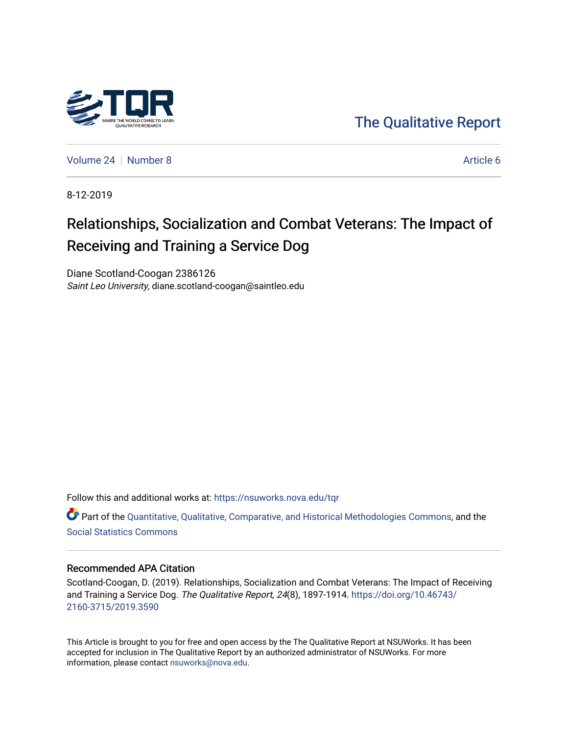The Qualitative Report

Volume 24 | Number 8 | Article 6

8-12-2019

# Relationships, Socialization and Combat Veterans: The Impact of Receiving and Training a Service Dog

Diane Scotland-Coogan 2386126
*Saint Leo University*, diane.scotland-coogan@saintleo.edu

Follow this and additional works at: https://nsuworks.nova.edu/tqr

Part of the Quantitative, Qualitative, Comparative, and Historical Methodologies Commons, and the Social Statistics Commons

## Recommended APA Citation

Scotland-Coogan, D. (2019). Relationships, Socialization and Combat Veterans: The Impact of Receiving and Training a Service Dog. *The Qualitative Report*, *24*(8), 1897-1914. https://doi.org/10.46743/2160-3715/2019.3590

This Article is brought to you for free and open access by the The Qualitative Report at NSUWorks. It has been accepted for inclusion in The Qualitative Report by an authorized administrator of NSUWorks. For more information, please contact nsuworks@nova.edu.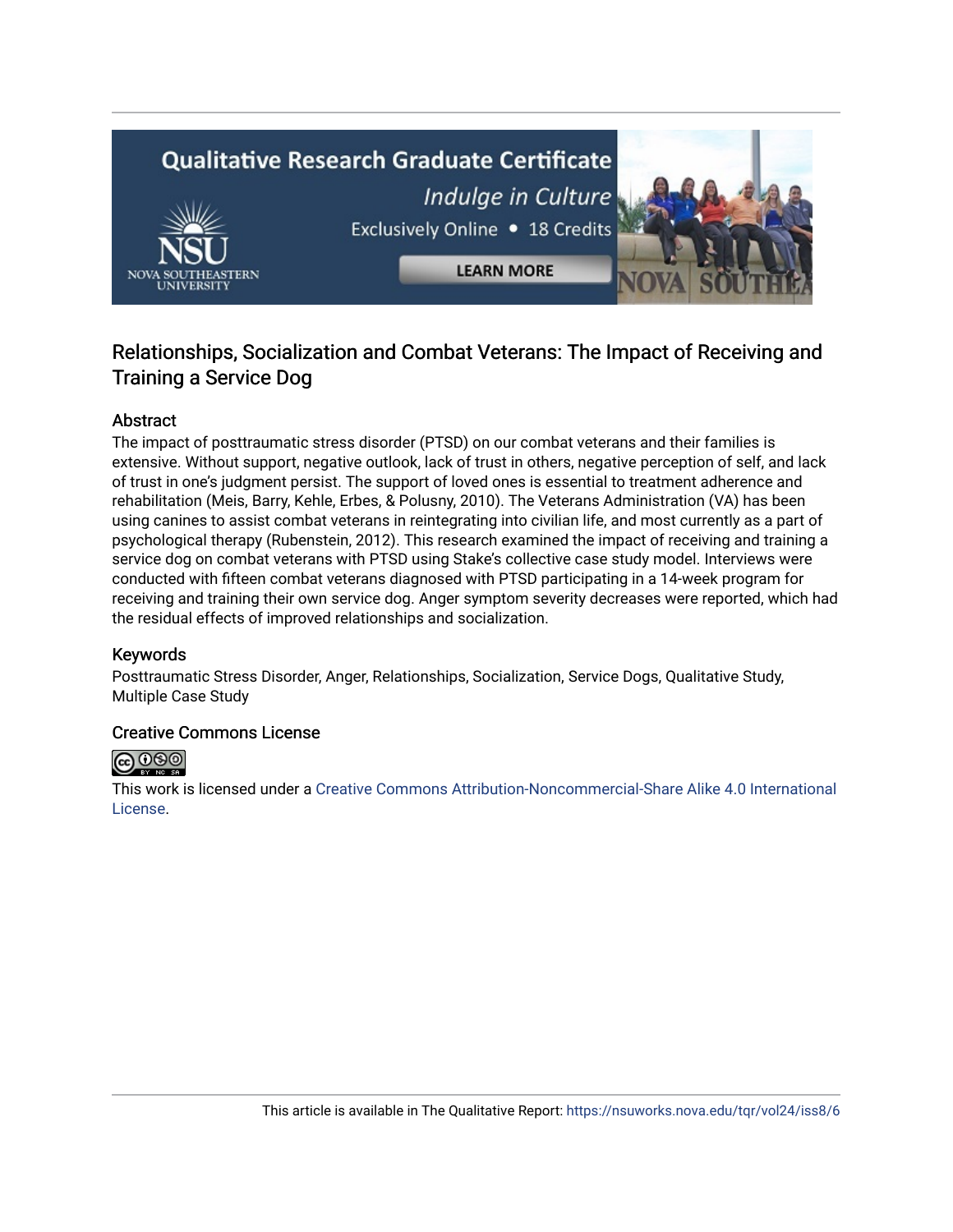## Relationships, Socialization and Combat Veterans: The Impact of Receiving and Training a Service Dog

### Abstract

The impact of posttraumatic stress disorder (PTSD) on our combat veterans and their families is extensive. Without support, negative outlook, lack of trust in others, negative perception of self, and lack of trust in one's judgment persist. The support of loved ones is essential to treatment adherence and rehabilitation (Meis, Barry, Kehle, Erbes, & Polusny, 2010). The Veterans Administration (VA) has been using canines to assist combat veterans in reintegrating into civilian life, and most currently as a part of psychological therapy (Rubenstein, 2012). This research examined the impact of receiving and training a service dog on combat veterans with PTSD using Stake's collective case study model. Interviews were conducted with fifteen combat veterans diagnosed with PTSD participating in a 14-week program for receiving and training their own service dog. Anger symptom severity decreases were reported, which had the residual effects of improved relationships and socialization.

### Keywords

Posttraumatic Stress Disorder, Anger, Relationships, Socialization, Service Dogs, Qualitative Study, Multiple Case Study

### Creative Commons License

This work is licensed under a Creative Commons Attribution-Noncommercial-Share Alike 4.0 International License.

This article is available in The Qualitative Report: https://nsuworks.nova.edu/tqr/vol24/iss8/6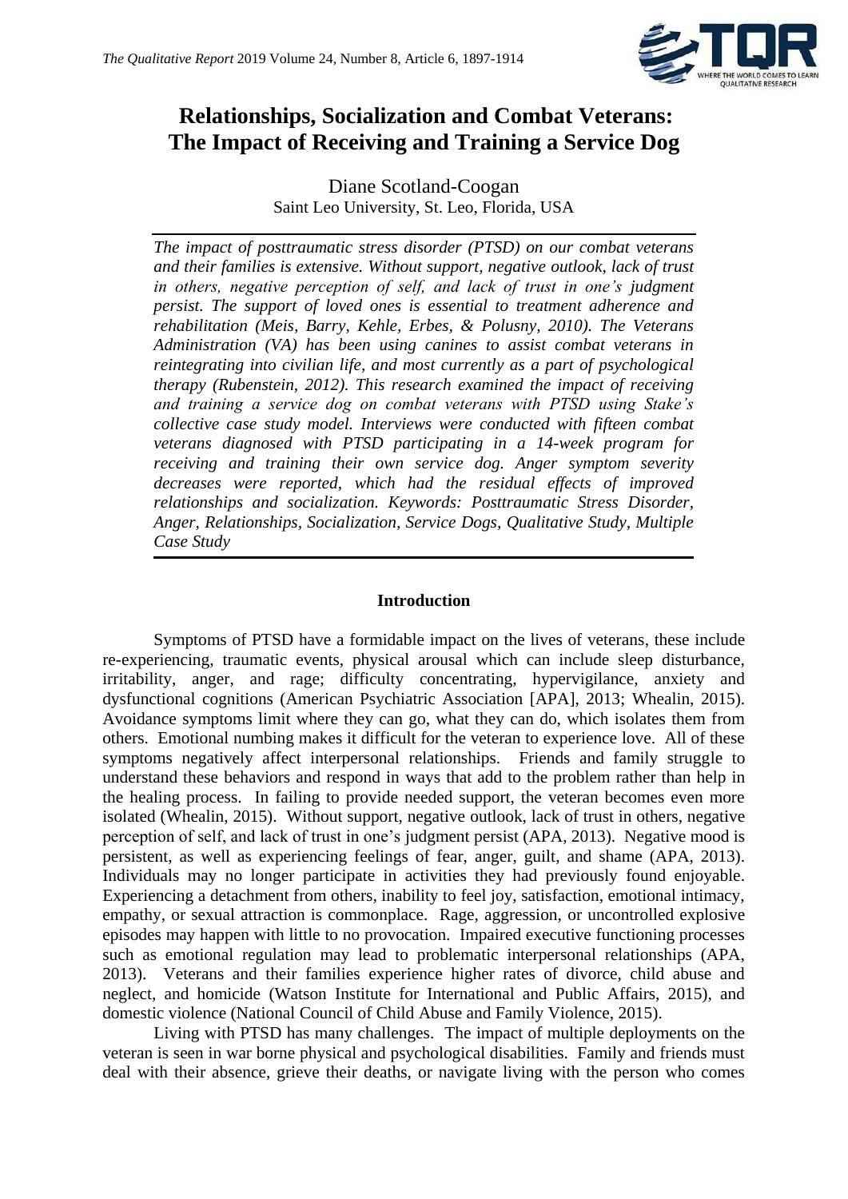# Relationships, Socialization and Combat Veterans: The Impact of Receiving and Training a Service Dog

Diane Scotland-Coogan
Saint Leo University, St. Leo, Florida, USA

*The impact of posttraumatic stress disorder (PTSD) on our combat veterans and their families is extensive. Without support, negative outlook, lack of trust in others, negative perception of self, and lack of trust in one's judgment persist. The support of loved ones is essential to treatment adherence and rehabilitation (Meis, Barry, Kehle, Erbes, & Polusny, 2010). The Veterans Administration (VA) has been using canines to assist combat veterans in reintegrating into civilian life, and most currently as a part of psychological therapy (Rubenstein, 2012). This research examined the impact of receiving and training a service dog on combat veterans with PTSD using Stake's collective case study model. Interviews were conducted with fifteen combat veterans diagnosed with PTSD participating in a 14-week program for receiving and training their own service dog. Anger symptom severity decreases were reported, which had the residual effects of improved relationships and socialization. Keywords: Posttraumatic Stress Disorder, Anger, Relationships, Socialization, Service Dogs, Qualitative Study, Multiple Case Study*

## Introduction

Symptoms of PTSD have a formidable impact on the lives of veterans, these include re-experiencing, traumatic events, physical arousal which can include sleep disturbance, irritability, anger, and rage; difficulty concentrating, hypervigilance, anxiety and dysfunctional cognitions (American Psychiatric Association [APA], 2013; Whealin, 2015). Avoidance symptoms limit where they can go, what they can do, which isolates them from others. Emotional numbing makes it difficult for the veteran to experience love. All of these symptoms negatively affect interpersonal relationships. Friends and family struggle to understand these behaviors and respond in ways that add to the problem rather than help in the healing process. In failing to provide needed support, the veteran becomes even more isolated (Whealin, 2015). Without support, negative outlook, lack of trust in others, negative perception of self, and lack of trust in one's judgment persist (APA, 2013). Negative mood is persistent, as well as experiencing feelings of fear, anger, guilt, and shame (APA, 2013). Individuals may no longer participate in activities they had previously found enjoyable. Experiencing a detachment from others, inability to feel joy, satisfaction, emotional intimacy, empathy, or sexual attraction is commonplace. Rage, aggression, or uncontrolled explosive episodes may happen with little to no provocation. Impaired executive functioning processes such as emotional regulation may lead to problematic interpersonal relationships (APA, 2013). Veterans and their families experience higher rates of divorce, child abuse and neglect, and homicide (Watson Institute for International and Public Affairs, 2015), and domestic violence (National Council of Child Abuse and Family Violence, 2015).

Living with PTSD has many challenges. The impact of multiple deployments on the veteran is seen in war borne physical and psychological disabilities. Family and friends must deal with their absence, grieve their deaths, or navigate living with the person who comes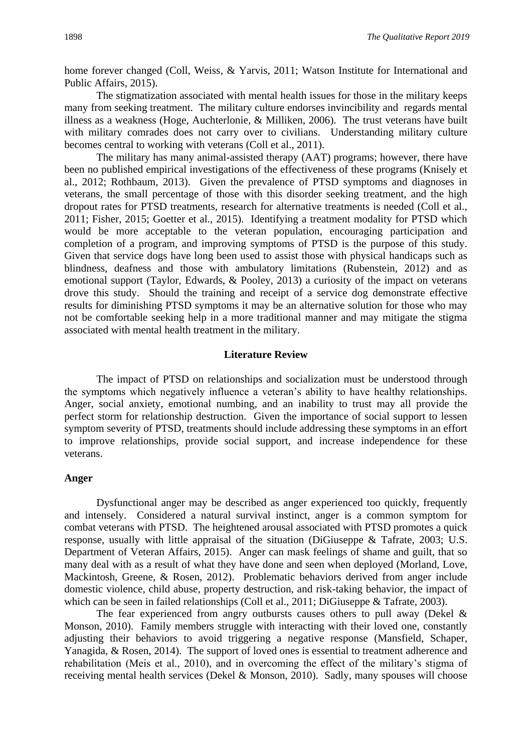home forever changed (Coll, Weiss, & Yarvis, 2011; Watson Institute for International and Public Affairs, 2015).

The stigmatization associated with mental health issues for those in the military keeps many from seeking treatment. The military culture endorses invincibility and regards mental illness as a weakness (Hoge, Auchterlonie, & Milliken, 2006). The trust veterans have built with military comrades does not carry over to civilians. Understanding military culture becomes central to working with veterans (Coll et al., 2011).

The military has many animal-assisted therapy (AAT) programs; however, there have been no published empirical investigations of the effectiveness of these programs (Knisely et al., 2012; Rothbaum, 2013). Given the prevalence of PTSD symptoms and diagnoses in veterans, the small percentage of those with this disorder seeking treatment, and the high dropout rates for PTSD treatments, research for alternative treatments is needed (Coll et al., 2011; Fisher, 2015; Goetter et al., 2015). Identifying a treatment modality for PTSD which would be more acceptable to the veteran population, encouraging participation and completion of a program, and improving symptoms of PTSD is the purpose of this study. Given that service dogs have long been used to assist those with physical handicaps such as blindness, deafness and those with ambulatory limitations (Rubenstein, 2012) and as emotional support (Taylor, Edwards, & Pooley, 2013) a curiosity of the impact on veterans drove this study. Should the training and receipt of a service dog demonstrate effective results for diminishing PTSD symptoms it may be an alternative solution for those who may not be comfortable seeking help in a more traditional manner and may mitigate the stigma associated with mental health treatment in the military.

## Literature Review

The impact of PTSD on relationships and socialization must be understood through the symptoms which negatively influence a veteran's ability to have healthy relationships. Anger, social anxiety, emotional numbing, and an inability to trust may all provide the perfect storm for relationship destruction. Given the importance of social support to lessen symptom severity of PTSD, treatments should include addressing these symptoms in an effort to improve relationships, provide social support, and increase independence for these veterans.

### Anger

Dysfunctional anger may be described as anger experienced too quickly, frequently and intensely. Considered a natural survival instinct, anger is a common symptom for combat veterans with PTSD. The heightened arousal associated with PTSD promotes a quick response, usually with little appraisal of the situation (DiGiuseppe & Tafrate, 2003; U.S. Department of Veteran Affairs, 2015). Anger can mask feelings of shame and guilt, that so many deal with as a result of what they have done and seen when deployed (Morland, Love, Mackintosh, Greene, & Rosen, 2012). Problematic behaviors derived from anger include domestic violence, child abuse, property destruction, and risk-taking behavior, the impact of which can be seen in failed relationships (Coll et al., 2011; DiGiuseppe & Tafrate, 2003).

The fear experienced from angry outbursts causes others to pull away (Dekel & Monson, 2010). Family members struggle with interacting with their loved one, constantly adjusting their behaviors to avoid triggering a negative response (Mansfield, Schaper, Yanagida, & Rosen, 2014). The support of loved ones is essential to treatment adherence and rehabilitation (Meis et al., 2010), and in overcoming the effect of the military's stigma of receiving mental health services (Dekel & Monson, 2010). Sadly, many spouses will choose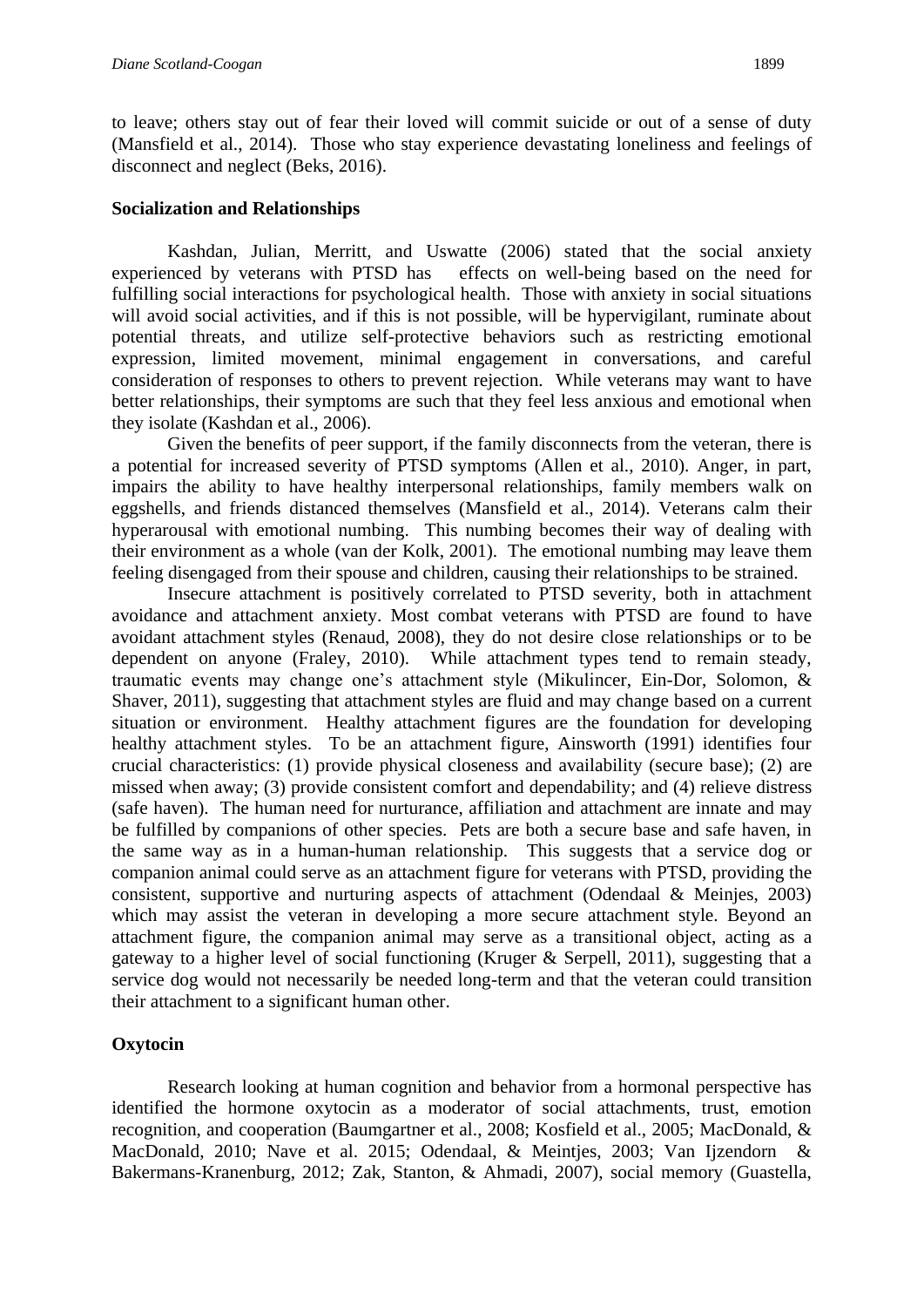to leave; others stay out of fear their loved will commit suicide or out of a sense of duty (Mansfield et al., 2014). Those who stay experience devastating loneliness and feelings of disconnect and neglect (Beks, 2016).

**Socialization and Relationships**

Kashdan, Julian, Merritt, and Uswatte (2006) stated that the social anxiety experienced by veterans with PTSD has effects on well-being based on the need for fulfilling social interactions for psychological health. Those with anxiety in social situations will avoid social activities, and if this is not possible, will be hypervigilant, ruminate about potential threats, and utilize self-protective behaviors such as restricting emotional expression, limited movement, minimal engagement in conversations, and careful consideration of responses to others to prevent rejection. While veterans may want to have better relationships, their symptoms are such that they feel less anxious and emotional when they isolate (Kashdan et al., 2006).

Given the benefits of peer support, if the family disconnects from the veteran, there is a potential for increased severity of PTSD symptoms (Allen et al., 2010). Anger, in part, impairs the ability to have healthy interpersonal relationships, family members walk on eggshells, and friends distanced themselves (Mansfield et al., 2014). Veterans calm their hyperarousal with emotional numbing. This numbing becomes their way of dealing with their environment as a whole (van der Kolk, 2001). The emotional numbing may leave them feeling disengaged from their spouse and children, causing their relationships to be strained.

Insecure attachment is positively correlated to PTSD severity, both in attachment avoidance and attachment anxiety. Most combat veterans with PTSD are found to have avoidant attachment styles (Renaud, 2008), they do not desire close relationships or to be dependent on anyone (Fraley, 2010). While attachment types tend to remain steady, traumatic events may change one's attachment style (Mikulincer, Ein-Dor, Solomon, & Shaver, 2011), suggesting that attachment styles are fluid and may change based on a current situation or environment. Healthy attachment figures are the foundation for developing healthy attachment styles. To be an attachment figure, Ainsworth (1991) identifies four crucial characteristics: (1) provide physical closeness and availability (secure base); (2) are missed when away; (3) provide consistent comfort and dependability; and (4) relieve distress (safe haven). The human need for nurturance, affiliation and attachment are innate and may be fulfilled by companions of other species. Pets are both a secure base and safe haven, in the same way as in a human-human relationship. This suggests that a service dog or companion animal could serve as an attachment figure for veterans with PTSD, providing the consistent, supportive and nurturing aspects of attachment (Odendaal & Meinjes, 2003) which may assist the veteran in developing a more secure attachment style. Beyond an attachment figure, the companion animal may serve as a transitional object, acting as a gateway to a higher level of social functioning (Kruger & Serpell, 2011), suggesting that a service dog would not necessarily be needed long-term and that the veteran could transition their attachment to a significant human other.

**Oxytocin**

Research looking at human cognition and behavior from a hormonal perspective has identified the hormone oxytocin as a moderator of social attachments, trust, emotion recognition, and cooperation (Baumgartner et al., 2008; Kosfield et al., 2005; MacDonald, & MacDonald, 2010; Nave et al. 2015; Odendaal, & Meintjes, 2003; Van Ijzendorn & Bakermans-Kranenburg, 2012; Zak, Stanton, & Ahmadi, 2007), social memory (Guastella,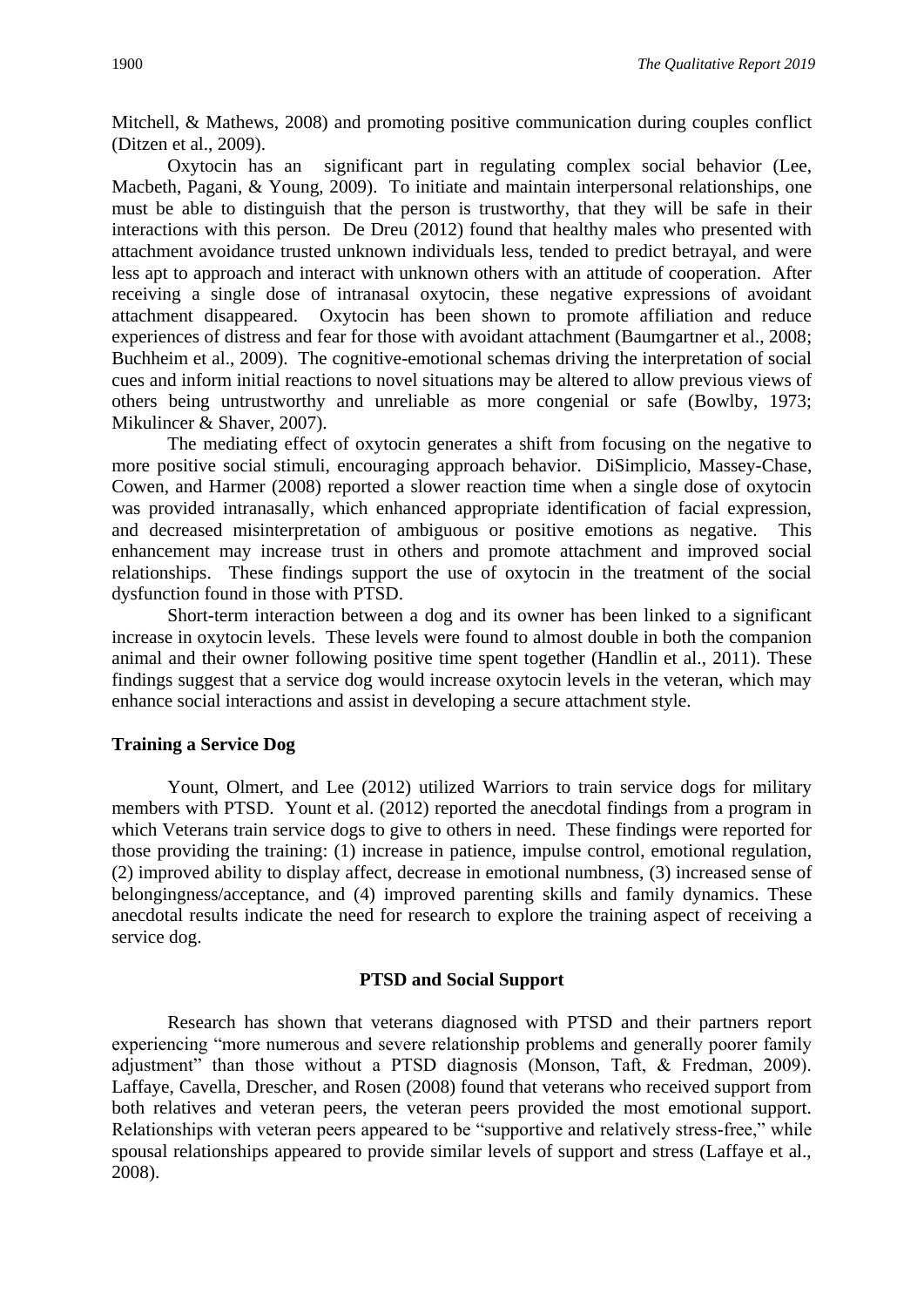Mitchell, & Mathews, 2008) and promoting positive communication during couples conflict (Ditzen et al., 2009).

Oxytocin has an significant part in regulating complex social behavior (Lee, Macbeth, Pagani, & Young, 2009). To initiate and maintain interpersonal relationships, one must be able to distinguish that the person is trustworthy, that they will be safe in their interactions with this person. De Dreu (2012) found that healthy males who presented with attachment avoidance trusted unknown individuals less, tended to predict betrayal, and were less apt to approach and interact with unknown others with an attitude of cooperation. After receiving a single dose of intranasal oxytocin, these negative expressions of avoidant attachment disappeared. Oxytocin has been shown to promote affiliation and reduce experiences of distress and fear for those with avoidant attachment (Baumgartner et al., 2008; Buchheim et al., 2009). The cognitive-emotional schemas driving the interpretation of social cues and inform initial reactions to novel situations may be altered to allow previous views of others being untrustworthy and unreliable as more congenial or safe (Bowlby, 1973; Mikulincer & Shaver, 2007).

The mediating effect of oxytocin generates a shift from focusing on the negative to more positive social stimuli, encouraging approach behavior. DiSimplicio, Massey-Chase, Cowen, and Harmer (2008) reported a slower reaction time when a single dose of oxytocin was provided intranasally, which enhanced appropriate identification of facial expression, and decreased misinterpretation of ambiguous or positive emotions as negative. This enhancement may increase trust in others and promote attachment and improved social relationships. These findings support the use of oxytocin in the treatment of the social dysfunction found in those with PTSD.

Short-term interaction between a dog and its owner has been linked to a significant increase in oxytocin levels. These levels were found to almost double in both the companion animal and their owner following positive time spent together (Handlin et al., 2011). These findings suggest that a service dog would increase oxytocin levels in the veteran, which may enhance social interactions and assist in developing a secure attachment style.

### Training a Service Dog

Yount, Olmert, and Lee (2012) utilized Warriors to train service dogs for military members with PTSD. Yount et al. (2012) reported the anecdotal findings from a program in which Veterans train service dogs to give to others in need. These findings were reported for those providing the training: (1) increase in patience, impulse control, emotional regulation, (2) improved ability to display affect, decrease in emotional numbness, (3) increased sense of belongingness/acceptance, and (4) improved parenting skills and family dynamics. These anecdotal results indicate the need for research to explore the training aspect of receiving a service dog.

## PTSD and Social Support

Research has shown that veterans diagnosed with PTSD and their partners report experiencing "more numerous and severe relationship problems and generally poorer family adjustment" than those without a PTSD diagnosis (Monson, Taft, & Fredman, 2009). Laffaye, Cavella, Drescher, and Rosen (2008) found that veterans who received support from both relatives and veteran peers, the veteran peers provided the most emotional support. Relationships with veteran peers appeared to be "supportive and relatively stress-free," while spousal relationships appeared to provide similar levels of support and stress (Laffaye et al., 2008).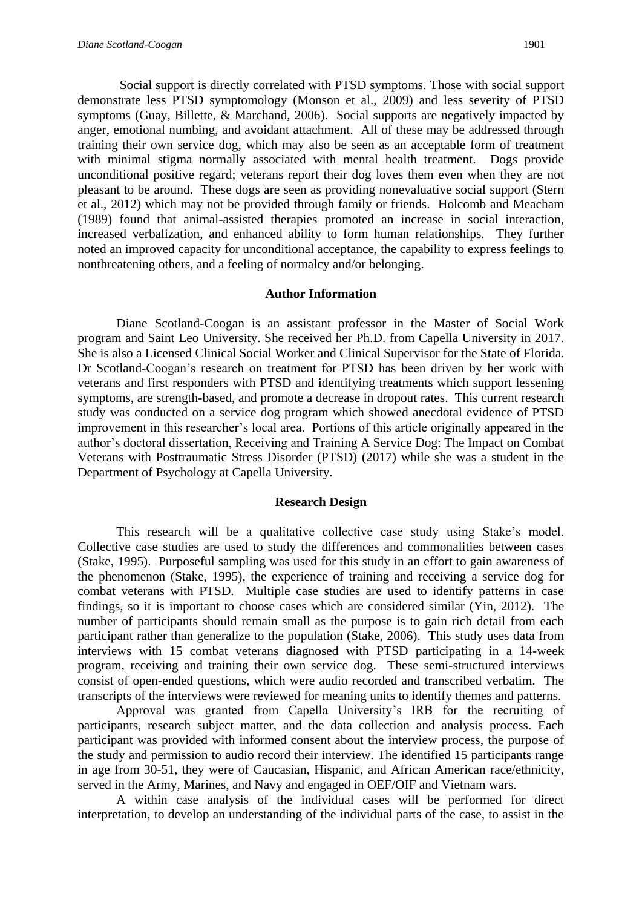Social support is directly correlated with PTSD symptoms. Those with social support demonstrate less PTSD symptomology (Monson et al., 2009) and less severity of PTSD symptoms (Guay, Billette, & Marchand, 2006). Social supports are negatively impacted by anger, emotional numbing, and avoidant attachment. All of these may be addressed through training their own service dog, which may also be seen as an acceptable form of treatment with minimal stigma normally associated with mental health treatment. Dogs provide unconditional positive regard; veterans report their dog loves them even when they are not pleasant to be around. These dogs are seen as providing nonevaluative social support (Stern et al., 2012) which may not be provided through family or friends. Holcomb and Meacham (1989) found that animal-assisted therapies promoted an increase in social interaction, increased verbalization, and enhanced ability to form human relationships. They further noted an improved capacity for unconditional acceptance, the capability to express feelings to nonthreatening others, and a feeling of normalcy and/or belonging.

## Author Information

Diane Scotland-Coogan is an assistant professor in the Master of Social Work program and Saint Leo University. She received her Ph.D. from Capella University in 2017. She is also a Licensed Clinical Social Worker and Clinical Supervisor for the State of Florida. Dr Scotland-Coogan's research on treatment for PTSD has been driven by her work with veterans and first responders with PTSD and identifying treatments which support lessening symptoms, are strength-based, and promote a decrease in dropout rates. This current research study was conducted on a service dog program which showed anecdotal evidence of PTSD improvement in this researcher's local area. Portions of this article originally appeared in the author's doctoral dissertation, Receiving and Training A Service Dog: The Impact on Combat Veterans with Posttraumatic Stress Disorder (PTSD) (2017) while she was a student in the Department of Psychology at Capella University.

## Research Design

This research will be a qualitative collective case study using Stake's model. Collective case studies are used to study the differences and commonalities between cases (Stake, 1995). Purposeful sampling was used for this study in an effort to gain awareness of the phenomenon (Stake, 1995), the experience of training and receiving a service dog for combat veterans with PTSD. Multiple case studies are used to identify patterns in case findings, so it is important to choose cases which are considered similar (Yin, 2012). The number of participants should remain small as the purpose is to gain rich detail from each participant rather than generalize to the population (Stake, 2006). This study uses data from interviews with 15 combat veterans diagnosed with PTSD participating in a 14-week program, receiving and training their own service dog. These semi-structured interviews consist of open-ended questions, which were audio recorded and transcribed verbatim. The transcripts of the interviews were reviewed for meaning units to identify themes and patterns.

Approval was granted from Capella University's IRB for the recruiting of participants, research subject matter, and the data collection and analysis process. Each participant was provided with informed consent about the interview process, the purpose of the study and permission to audio record their interview. The identified 15 participants range in age from 30-51, they were of Caucasian, Hispanic, and African American race/ethnicity, served in the Army, Marines, and Navy and engaged in OEF/OIF and Vietnam wars.

A within case analysis of the individual cases will be performed for direct interpretation, to develop an understanding of the individual parts of the case, to assist in the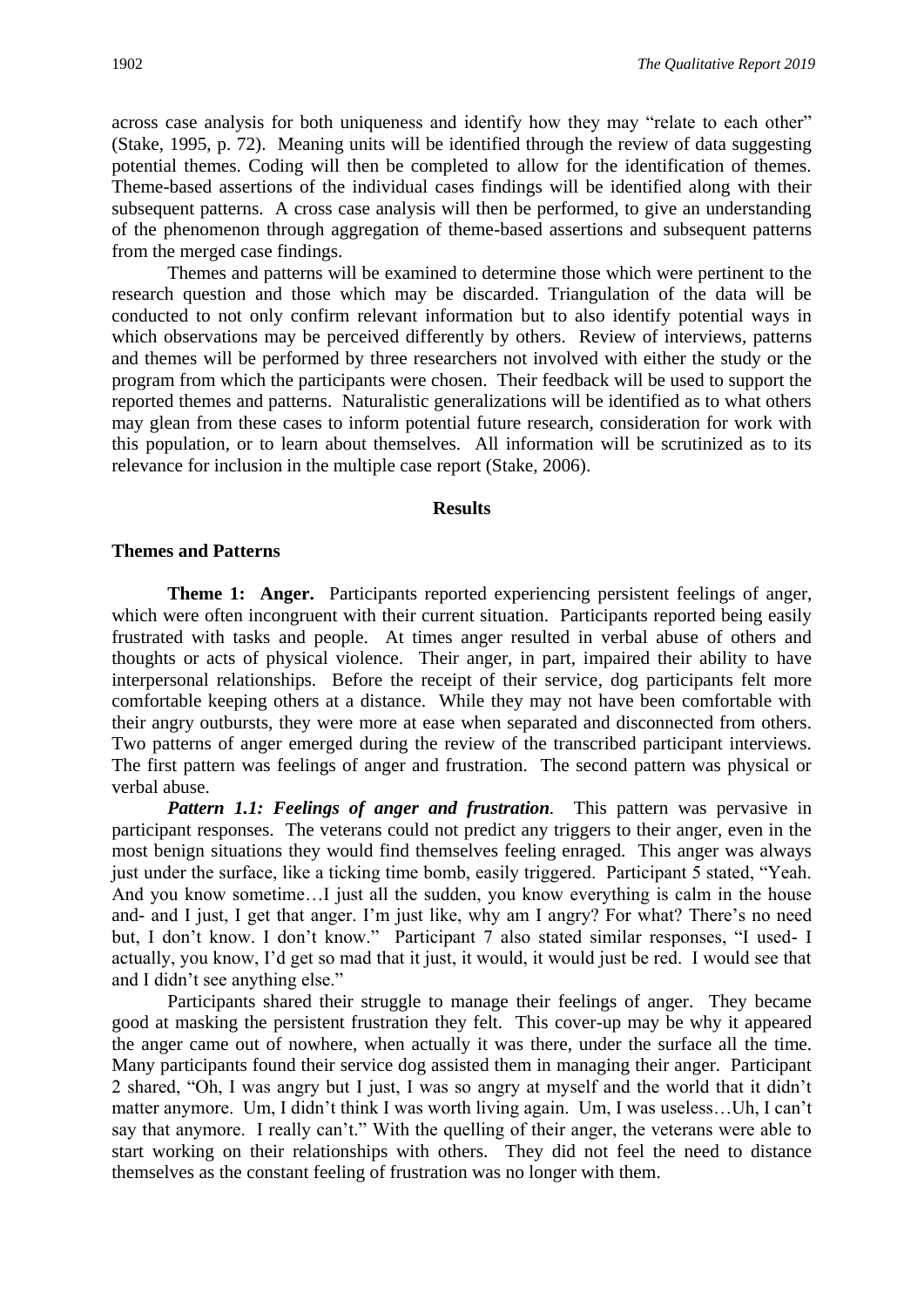across case analysis for both uniqueness and identify how they may "relate to each other" (Stake, 1995, p. 72). Meaning units will be identified through the review of data suggesting potential themes. Coding will then be completed to allow for the identification of themes. Theme-based assertions of the individual cases findings will be identified along with their subsequent patterns. A cross case analysis will then be performed, to give an understanding of the phenomenon through aggregation of theme-based assertions and subsequent patterns from the merged case findings.

Themes and patterns will be examined to determine those which were pertinent to the research question and those which may be discarded. Triangulation of the data will be conducted to not only confirm relevant information but to also identify potential ways in which observations may be perceived differently by others. Review of interviews, patterns and themes will be performed by three researchers not involved with either the study or the program from which the participants were chosen. Their feedback will be used to support the reported themes and patterns. Naturalistic generalizations will be identified as to what others may glean from these cases to inform potential future research, consideration for work with this population, or to learn about themselves. All information will be scrutinized as to its relevance for inclusion in the multiple case report (Stake, 2006).

## Results

### Themes and Patterns

**Theme 1: Anger.** Participants reported experiencing persistent feelings of anger, which were often incongruent with their current situation. Participants reported being easily frustrated with tasks and people. At times anger resulted in verbal abuse of others and thoughts or acts of physical violence. Their anger, in part, impaired their ability to have interpersonal relationships. Before the receipt of their service, dog participants felt more comfortable keeping others at a distance. While they may not have been comfortable with their angry outbursts, they were more at ease when separated and disconnected from others. Two patterns of anger emerged during the review of the transcribed participant interviews. The first pattern was feelings of anger and frustration. The second pattern was physical or verbal abuse.

***Pattern 1.1: Feelings of anger and frustration*.** This pattern was pervasive in participant responses. The veterans could not predict any triggers to their anger, even in the most benign situations they would find themselves feeling enraged. This anger was always just under the surface, like a ticking time bomb, easily triggered. Participant 5 stated, "Yeah. And you know sometime…I just all the sudden, you know everything is calm in the house and- and I just, I get that anger. I'm just like, why am I angry? For what? There's no need but, I don't know. I don't know." Participant 7 also stated similar responses, "I used- I actually, you know, I'd get so mad that it just, it would, it would just be red. I would see that and I didn't see anything else."

Participants shared their struggle to manage their feelings of anger. They became good at masking the persistent frustration they felt. This cover-up may be why it appeared the anger came out of nowhere, when actually it was there, under the surface all the time. Many participants found their service dog assisted them in managing their anger. Participant 2 shared, "Oh, I was angry but I just, I was so angry at myself and the world that it didn't matter anymore. Um, I didn't think I was worth living again. Um, I was useless…Uh, I can't say that anymore. I really can't." With the quelling of their anger, the veterans were able to start working on their relationships with others. They did not feel the need to distance themselves as the constant feeling of frustration was no longer with them.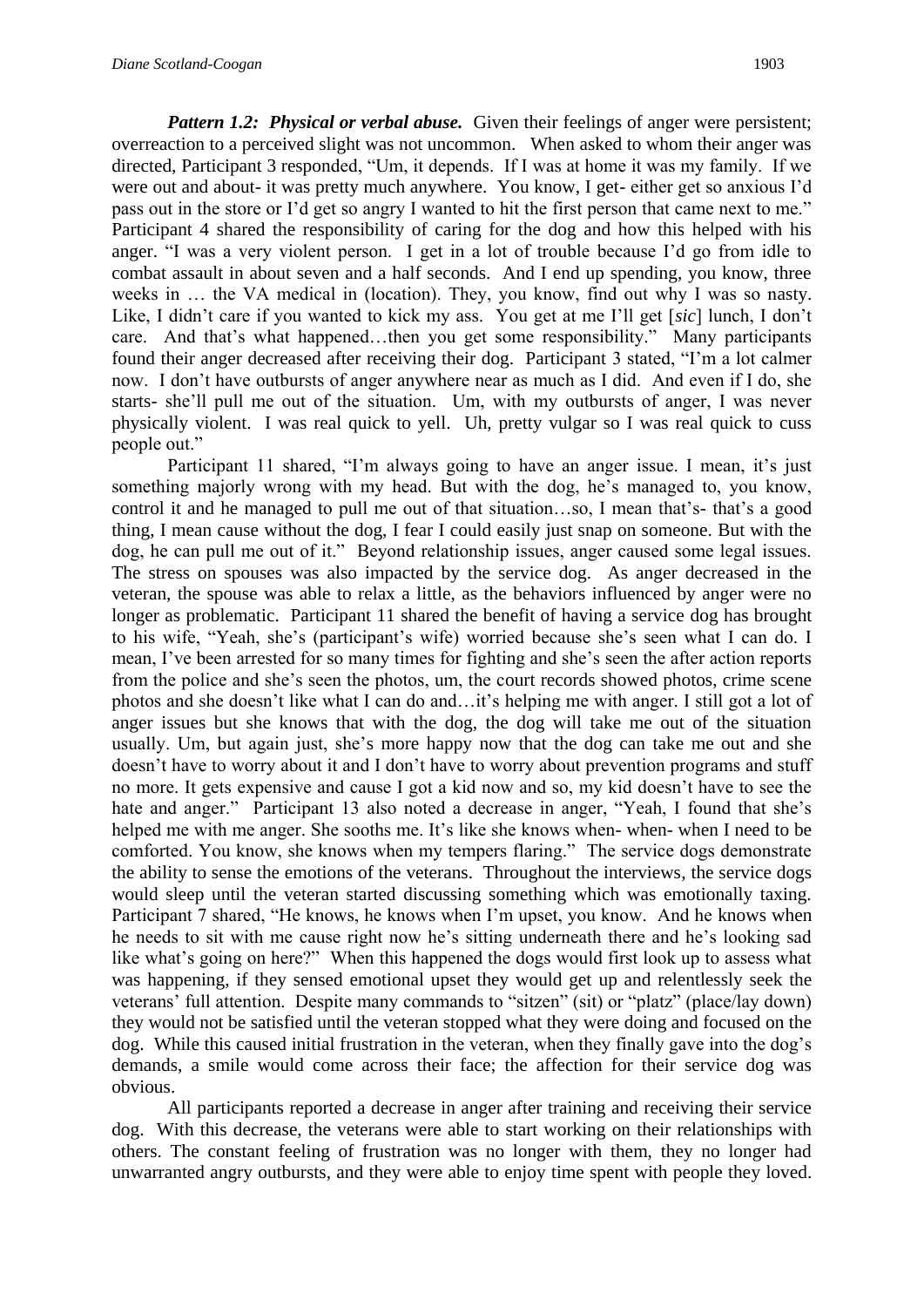***Pattern 1.2: Physical or verbal abuse.*** Given their feelings of anger were persistent; overreaction to a perceived slight was not uncommon. When asked to whom their anger was directed, Participant 3 responded, "Um, it depends. If I was at home it was my family. If we were out and about- it was pretty much anywhere. You know, I get- either get so anxious I'd pass out in the store or I'd get so angry I wanted to hit the first person that came next to me." Participant 4 shared the responsibility of caring for the dog and how this helped with his anger. "I was a very violent person. I get in a lot of trouble because I'd go from idle to combat assault in about seven and a half seconds. And I end up spending, you know, three weeks in … the VA medical in (location). They, you know, find out why I was so nasty. Like, I didn't care if you wanted to kick my ass. You get at me I'll get [*sic*] lunch, I don't care. And that's what happened…then you get some responsibility." Many participants found their anger decreased after receiving their dog. Participant 3 stated, "I'm a lot calmer now. I don't have outbursts of anger anywhere near as much as I did. And even if I do, she starts- she'll pull me out of the situation. Um, with my outbursts of anger, I was never physically violent. I was real quick to yell. Uh, pretty vulgar so I was real quick to cuss people out."

Participant 11 shared, "I'm always going to have an anger issue. I mean, it's just something majorly wrong with my head. But with the dog, he's managed to, you know, control it and he managed to pull me out of that situation…so, I mean that's- that's a good thing, I mean cause without the dog, I fear I could easily just snap on someone. But with the dog, he can pull me out of it." Beyond relationship issues, anger caused some legal issues. The stress on spouses was also impacted by the service dog. As anger decreased in the veteran, the spouse was able to relax a little, as the behaviors influenced by anger were no longer as problematic. Participant 11 shared the benefit of having a service dog has brought to his wife, "Yeah, she's (participant's wife) worried because she's seen what I can do. I mean, I've been arrested for so many times for fighting and she's seen the after action reports from the police and she's seen the photos, um, the court records showed photos, crime scene photos and she doesn't like what I can do and…it's helping me with anger. I still got a lot of anger issues but she knows that with the dog, the dog will take me out of the situation usually. Um, but again just, she's more happy now that the dog can take me out and she doesn't have to worry about it and I don't have to worry about prevention programs and stuff no more. It gets expensive and cause I got a kid now and so, my kid doesn't have to see the hate and anger." Participant 13 also noted a decrease in anger, "Yeah, I found that she's helped me with me anger. She sooths me. It's like she knows when- when- when I need to be comforted. You know, she knows when my tempers flaring." The service dogs demonstrate the ability to sense the emotions of the veterans. Throughout the interviews, the service dogs would sleep until the veteran started discussing something which was emotionally taxing. Participant 7 shared, "He knows, he knows when I'm upset, you know. And he knows when he needs to sit with me cause right now he's sitting underneath there and he's looking sad like what's going on here?" When this happened the dogs would first look up to assess what was happening, if they sensed emotional upset they would get up and relentlessly seek the veterans' full attention. Despite many commands to "sitzen" (sit) or "platz" (place/lay down) they would not be satisfied until the veteran stopped what they were doing and focused on the dog. While this caused initial frustration in the veteran, when they finally gave into the dog's demands, a smile would come across their face; the affection for their service dog was obvious.

All participants reported a decrease in anger after training and receiving their service dog. With this decrease, the veterans were able to start working on their relationships with others. The constant feeling of frustration was no longer with them, they no longer had unwarranted angry outbursts, and they were able to enjoy time spent with people they loved.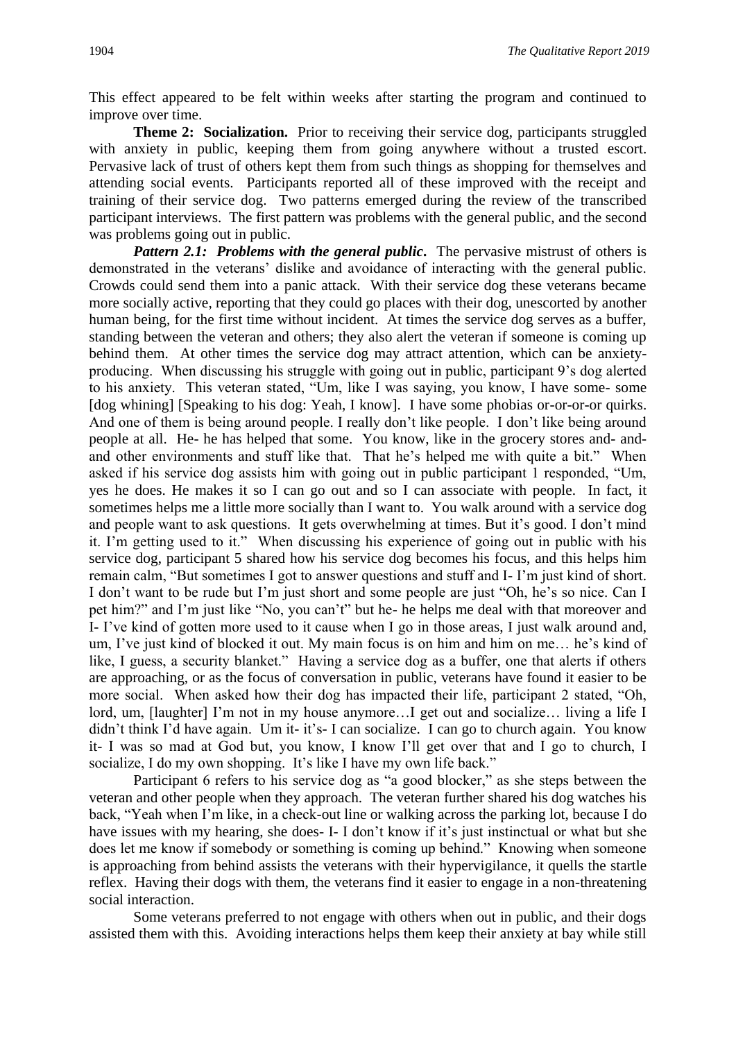This effect appeared to be felt within weeks after starting the program and continued to improve over time.

**Theme 2: Socialization.** Prior to receiving their service dog, participants struggled with anxiety in public, keeping them from going anywhere without a trusted escort. Pervasive lack of trust of others kept them from such things as shopping for themselves and attending social events. Participants reported all of these improved with the receipt and training of their service dog. Two patterns emerged during the review of the transcribed participant interviews. The first pattern was problems with the general public, and the second was problems going out in public.

***Pattern 2.1: Problems with the general public*.** The pervasive mistrust of others is demonstrated in the veterans' dislike and avoidance of interacting with the general public. Crowds could send them into a panic attack. With their service dog these veterans became more socially active, reporting that they could go places with their dog, unescorted by another human being, for the first time without incident. At times the service dog serves as a buffer, standing between the veteran and others; they also alert the veteran if someone is coming up behind them. At other times the service dog may attract attention, which can be anxiety-producing. When discussing his struggle with going out in public, participant 9's dog alerted to his anxiety. This veteran stated, "Um, like I was saying, you know, I have some- some [dog whining] [Speaking to his dog: Yeah, I know]. I have some phobias or-or-or-or quirks. And one of them is being around people. I really don't like people. I don't like being around people at all. He- he has helped that some. You know, like in the grocery stores and- and-and other environments and stuff like that. That he's helped me with quite a bit." When asked if his service dog assists him with going out in public participant 1 responded, "Um, yes he does. He makes it so I can go out and so I can associate with people. In fact, it sometimes helps me a little more socially than I want to. You walk around with a service dog and people want to ask questions. It gets overwhelming at times. But it's good. I don't mind it. I'm getting used to it." When discussing his experience of going out in public with his service dog, participant 5 shared how his service dog becomes his focus, and this helps him remain calm, "But sometimes I got to answer questions and stuff and I- I'm just kind of short. I don't want to be rude but I'm just short and some people are just "Oh, he's so nice. Can I pet him?" and I'm just like "No, you can't" but he- he helps me deal with that moreover and I- I've kind of gotten more used to it cause when I go in those areas, I just walk around and, um, I've just kind of blocked it out. My main focus is on him and him on me… he's kind of like, I guess, a security blanket." Having a service dog as a buffer, one that alerts if others are approaching, or as the focus of conversation in public, veterans have found it easier to be more social. When asked how their dog has impacted their life, participant 2 stated, "Oh, lord, um, [laughter] I'm not in my house anymore…I get out and socialize… living a life I didn't think I'd have again. Um it- it's- I can socialize. I can go to church again. You know it- I was so mad at God but, you know, I know I'll get over that and I go to church, I socialize, I do my own shopping. It's like I have my own life back."

Participant 6 refers to his service dog as "a good blocker," as she steps between the veteran and other people when they approach. The veteran further shared his dog watches his back, "Yeah when I'm like, in a check-out line or walking across the parking lot, because I do have issues with my hearing, she does- I- I don't know if it's just instinctual or what but she does let me know if somebody or something is coming up behind." Knowing when someone is approaching from behind assists the veterans with their hypervigilance, it quells the startle reflex. Having their dogs with them, the veterans find it easier to engage in a non-threatening social interaction.

Some veterans preferred to not engage with others when out in public, and their dogs assisted them with this. Avoiding interactions helps them keep their anxiety at bay while still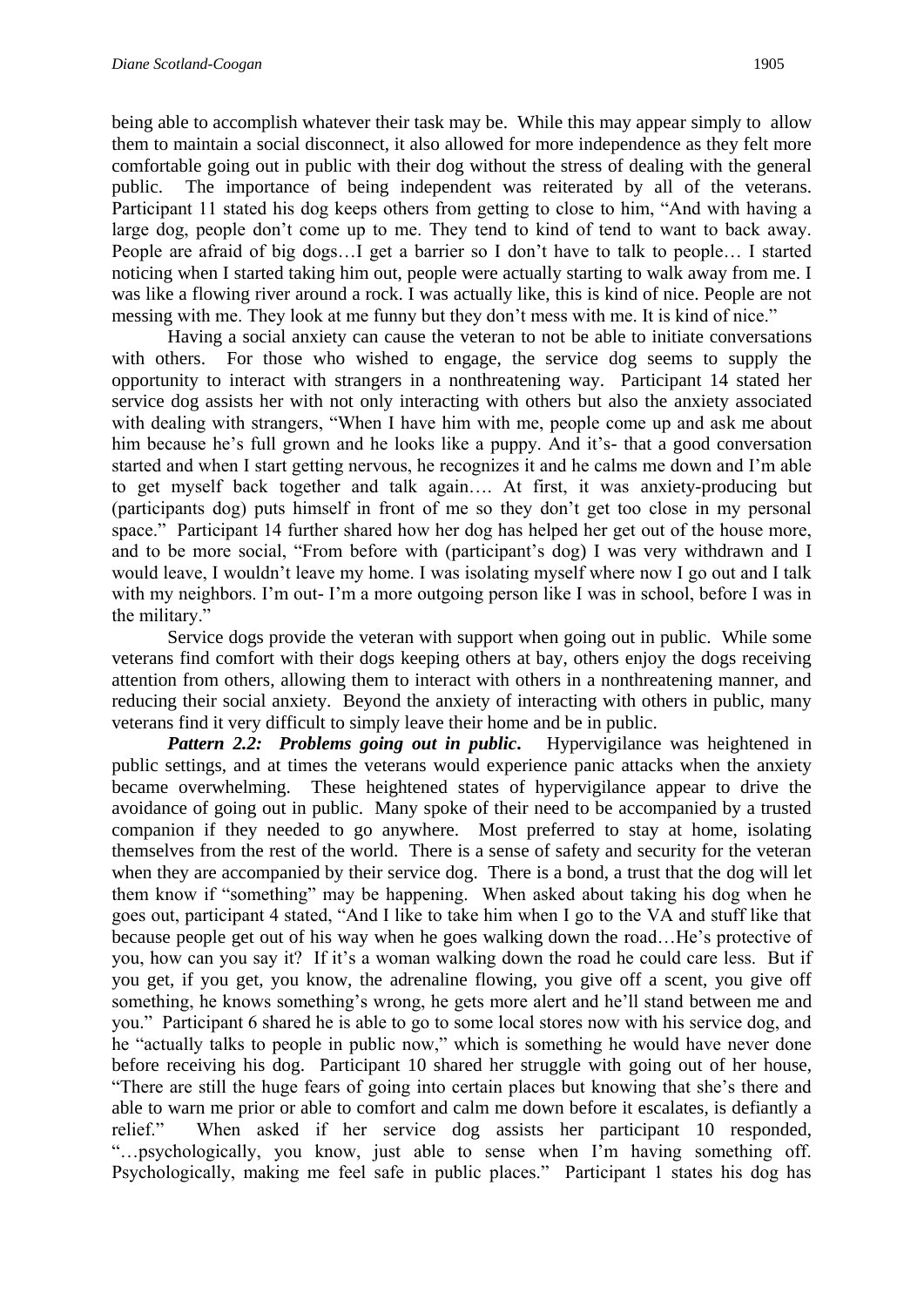being able to accomplish whatever their task may be. While this may appear simply to allow them to maintain a social disconnect, it also allowed for more independence as they felt more comfortable going out in public with their dog without the stress of dealing with the general public. The importance of being independent was reiterated by all of the veterans. Participant 11 stated his dog keeps others from getting to close to him, "And with having a large dog, people don't come up to me. They tend to kind of tend to want to back away. People are afraid of big dogs…I get a barrier so I don't have to talk to people… I started noticing when I started taking him out, people were actually starting to walk away from me. I was like a flowing river around a rock. I was actually like, this is kind of nice. People are not messing with me. They look at me funny but they don't mess with me. It is kind of nice."

Having a social anxiety can cause the veteran to not be able to initiate conversations with others. For those who wished to engage, the service dog seems to supply the opportunity to interact with strangers in a nonthreatening way. Participant 14 stated her service dog assists her with not only interacting with others but also the anxiety associated with dealing with strangers, "When I have him with me, people come up and ask me about him because he's full grown and he looks like a puppy. And it's- that a good conversation started and when I start getting nervous, he recognizes it and he calms me down and I'm able to get myself back together and talk again…. At first, it was anxiety-producing but (participants dog) puts himself in front of me so they don't get too close in my personal space." Participant 14 further shared how her dog has helped her get out of the house more, and to be more social, "From before with (participant's dog) I was very withdrawn and I would leave, I wouldn't leave my home. I was isolating myself where now I go out and I talk with my neighbors. I'm out- I'm a more outgoing person like I was in school, before I was in the military."

Service dogs provide the veteran with support when going out in public. While some veterans find comfort with their dogs keeping others at bay, others enjoy the dogs receiving attention from others, allowing them to interact with others in a nonthreatening manner, and reducing their social anxiety. Beyond the anxiety of interacting with others in public, many veterans find it very difficult to simply leave their home and be in public.

***Pattern 2.2: Problems going out in public.*** Hypervigilance was heightened in public settings, and at times the veterans would experience panic attacks when the anxiety became overwhelming. These heightened states of hypervigilance appear to drive the avoidance of going out in public. Many spoke of their need to be accompanied by a trusted companion if they needed to go anywhere. Most preferred to stay at home, isolating themselves from the rest of the world. There is a sense of safety and security for the veteran when they are accompanied by their service dog. There is a bond, a trust that the dog will let them know if "something" may be happening. When asked about taking his dog when he goes out, participant 4 stated, "And I like to take him when I go to the VA and stuff like that because people get out of his way when he goes walking down the road…He's protective of you, how can you say it? If it's a woman walking down the road he could care less. But if you get, if you get, you know, the adrenaline flowing, you give off a scent, you give off something, he knows something's wrong, he gets more alert and he'll stand between me and you." Participant 6 shared he is able to go to some local stores now with his service dog, and he "actually talks to people in public now," which is something he would have never done before receiving his dog. Participant 10 shared her struggle with going out of her house, "There are still the huge fears of going into certain places but knowing that she's there and able to warn me prior or able to comfort and calm me down before it escalates, is defiantly a relief." When asked if her service dog assists her participant 10 responded, "…psychologically, you know, just able to sense when I'm having something off. Psychologically, making me feel safe in public places." Participant 1 states his dog has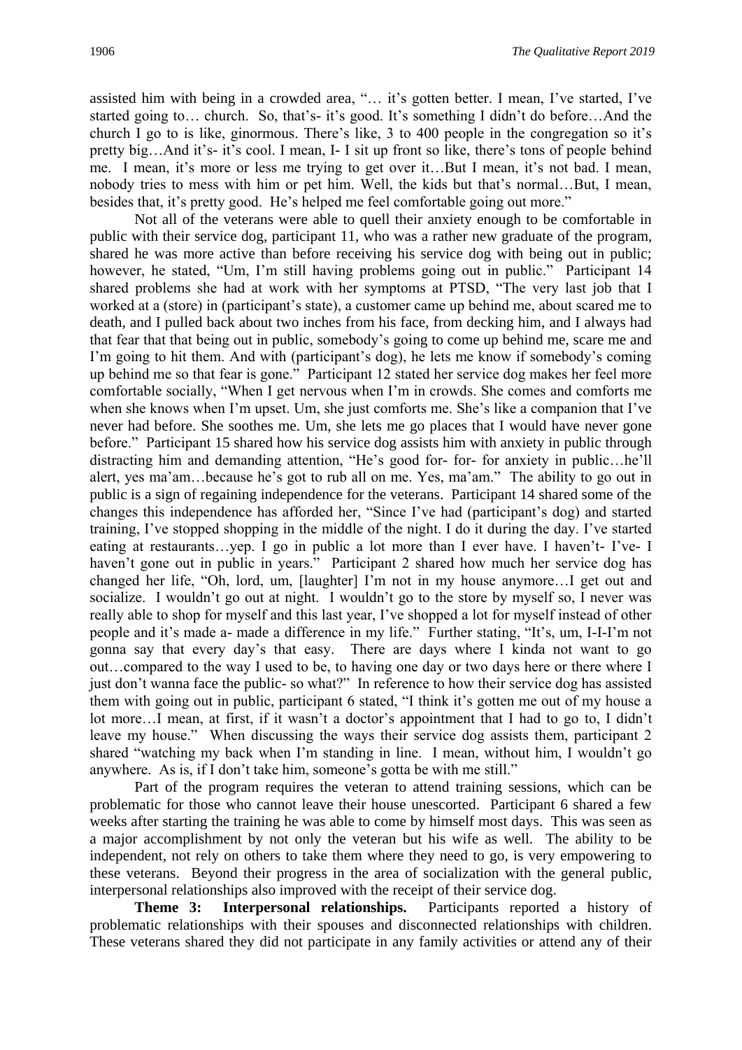assisted him with being in a crowded area, "… it's gotten better. I mean, I've started, I've started going to… church. So, that's- it's good. It's something I didn't do before…And the church I go to is like, ginormous. There's like, 3 to 400 people in the congregation so it's pretty big…And it's- it's cool. I mean, I- I sit up front so like, there's tons of people behind me. I mean, it's more or less me trying to get over it…But I mean, it's not bad. I mean, nobody tries to mess with him or pet him. Well, the kids but that's normal…But, I mean, besides that, it's pretty good. He's helped me feel comfortable going out more."

Not all of the veterans were able to quell their anxiety enough to be comfortable in public with their service dog, participant 11, who was a rather new graduate of the program, shared he was more active than before receiving his service dog with being out in public; however, he stated, "Um, I'm still having problems going out in public." Participant 14 shared problems she had at work with her symptoms at PTSD, "The very last job that I worked at a (store) in (participant's state), a customer came up behind me, about scared me to death, and I pulled back about two inches from his face, from decking him, and I always had that fear that that being out in public, somebody's going to come up behind me, scare me and I'm going to hit them. And with (participant's dog), he lets me know if somebody's coming up behind me so that fear is gone." Participant 12 stated her service dog makes her feel more comfortable socially, "When I get nervous when I'm in crowds. She comes and comforts me when she knows when I'm upset. Um, she just comforts me. She's like a companion that I've never had before. She soothes me. Um, she lets me go places that I would have never gone before." Participant 15 shared how his service dog assists him with anxiety in public through distracting him and demanding attention, "He's good for- for- for anxiety in public…he'll alert, yes ma'am…because he's got to rub all on me. Yes, ma'am." The ability to go out in public is a sign of regaining independence for the veterans. Participant 14 shared some of the changes this independence has afforded her, "Since I've had (participant's dog) and started training, I've stopped shopping in the middle of the night. I do it during the day. I've started eating at restaurants…yep. I go in public a lot more than I ever have. I haven't- I've- I haven't gone out in public in years." Participant 2 shared how much her service dog has changed her life, "Oh, lord, um, [laughter] I'm not in my house anymore…I get out and socialize. I wouldn't go out at night. I wouldn't go to the store by myself so, I never was really able to shop for myself and this last year, I've shopped a lot for myself instead of other people and it's made a- made a difference in my life." Further stating, "It's, um, I-I-I'm not gonna say that every day's that easy. There are days where I kinda not want to go out…compared to the way I used to be, to having one day or two days here or there where I just don't wanna face the public- so what?" In reference to how their service dog has assisted them with going out in public, participant 6 stated, "I think it's gotten me out of my house a lot more…I mean, at first, if it wasn't a doctor's appointment that I had to go to, I didn't leave my house." When discussing the ways their service dog assists them, participant 2 shared "watching my back when I'm standing in line. I mean, without him, I wouldn't go anywhere. As is, if I don't take him, someone's gotta be with me still."

Part of the program requires the veteran to attend training sessions, which can be problematic for those who cannot leave their house unescorted. Participant 6 shared a few weeks after starting the training he was able to come by himself most days. This was seen as a major accomplishment by not only the veteran but his wife as well. The ability to be independent, not rely on others to take them where they need to go, is very empowering to these veterans. Beyond their progress in the area of socialization with the general public, interpersonal relationships also improved with the receipt of their service dog.

**Theme 3: Interpersonal relationships.** Participants reported a history of problematic relationships with their spouses and disconnected relationships with children. These veterans shared they did not participate in any family activities or attend any of their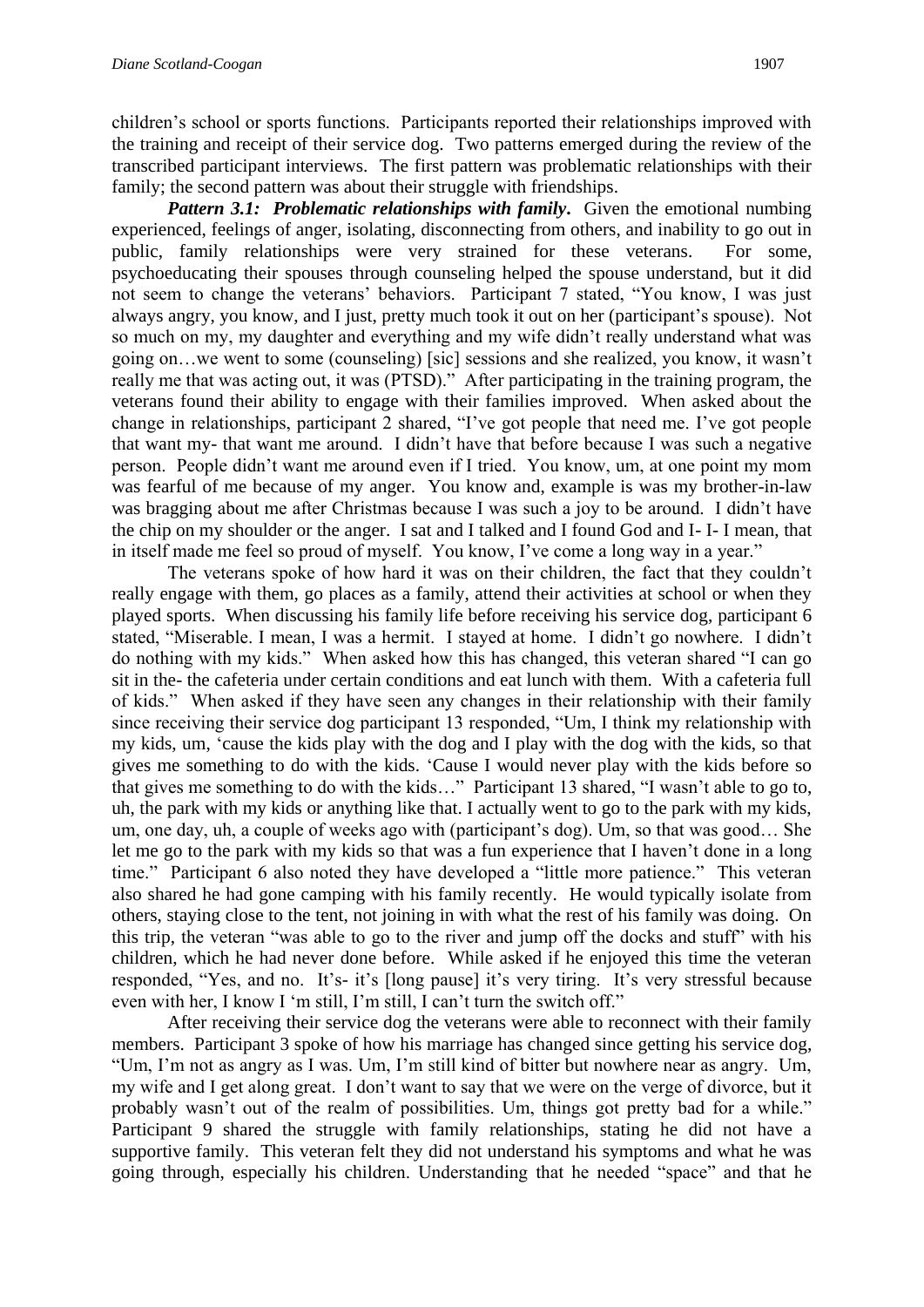children's school or sports functions. Participants reported their relationships improved with the training and receipt of their service dog. Two patterns emerged during the review of the transcribed participant interviews. The first pattern was problematic relationships with their family; the second pattern was about their struggle with friendships.

***Pattern 3.1: Problematic relationships with family***. Given the emotional numbing experienced, feelings of anger, isolating, disconnecting from others, and inability to go out in public, family relationships were very strained for these veterans. For some, psychoeducating their spouses through counseling helped the spouse understand, but it did not seem to change the veterans' behaviors. Participant 7 stated, "You know, I was just always angry, you know, and I just, pretty much took it out on her (participant's spouse). Not so much on my, my daughter and everything and my wife didn't really understand what was going on…we went to some (counseling) [sic] sessions and she realized, you know, it wasn't really me that was acting out, it was (PTSD)." After participating in the training program, the veterans found their ability to engage with their families improved. When asked about the change in relationships, participant 2 shared, "I've got people that need me. I've got people that want my- that want me around. I didn't have that before because I was such a negative person. People didn't want me around even if I tried. You know, um, at one point my mom was fearful of me because of my anger. You know and, example is was my brother-in-law was bragging about me after Christmas because I was such a joy to be around. I didn't have the chip on my shoulder or the anger. I sat and I talked and I found God and I- I- I mean, that in itself made me feel so proud of myself. You know, I've come a long way in a year."

The veterans spoke of how hard it was on their children, the fact that they couldn't really engage with them, go places as a family, attend their activities at school or when they played sports. When discussing his family life before receiving his service dog, participant 6 stated, "Miserable. I mean, I was a hermit. I stayed at home. I didn't go nowhere. I didn't do nothing with my kids." When asked how this has changed, this veteran shared "I can go sit in the- the cafeteria under certain conditions and eat lunch with them. With a cafeteria full of kids." When asked if they have seen any changes in their relationship with their family since receiving their service dog participant 13 responded, "Um, I think my relationship with my kids, um, 'cause the kids play with the dog and I play with the dog with the kids, so that gives me something to do with the kids. 'Cause I would never play with the kids before so that gives me something to do with the kids…" Participant 13 shared, "I wasn't able to go to, uh, the park with my kids or anything like that. I actually went to go to the park with my kids, um, one day, uh, a couple of weeks ago with (participant's dog). Um, so that was good… She let me go to the park with my kids so that was a fun experience that I haven't done in a long time." Participant 6 also noted they have developed a "little more patience." This veteran also shared he had gone camping with his family recently. He would typically isolate from others, staying close to the tent, not joining in with what the rest of his family was doing. On this trip, the veteran "was able to go to the river and jump off the docks and stuff" with his children, which he had never done before. While asked if he enjoyed this time the veteran responded, "Yes, and no. It's- it's [long pause] it's very tiring. It's very stressful because even with her, I know I 'm still, I'm still, I can't turn the switch off."

After receiving their service dog the veterans were able to reconnect with their family members. Participant 3 spoke of how his marriage has changed since getting his service dog, "Um, I'm not as angry as I was. Um, I'm still kind of bitter but nowhere near as angry. Um, my wife and I get along great. I don't want to say that we were on the verge of divorce, but it probably wasn't out of the realm of possibilities. Um, things got pretty bad for a while." Participant 9 shared the struggle with family relationships, stating he did not have a supportive family. This veteran felt they did not understand his symptoms and what he was going through, especially his children. Understanding that he needed "space" and that he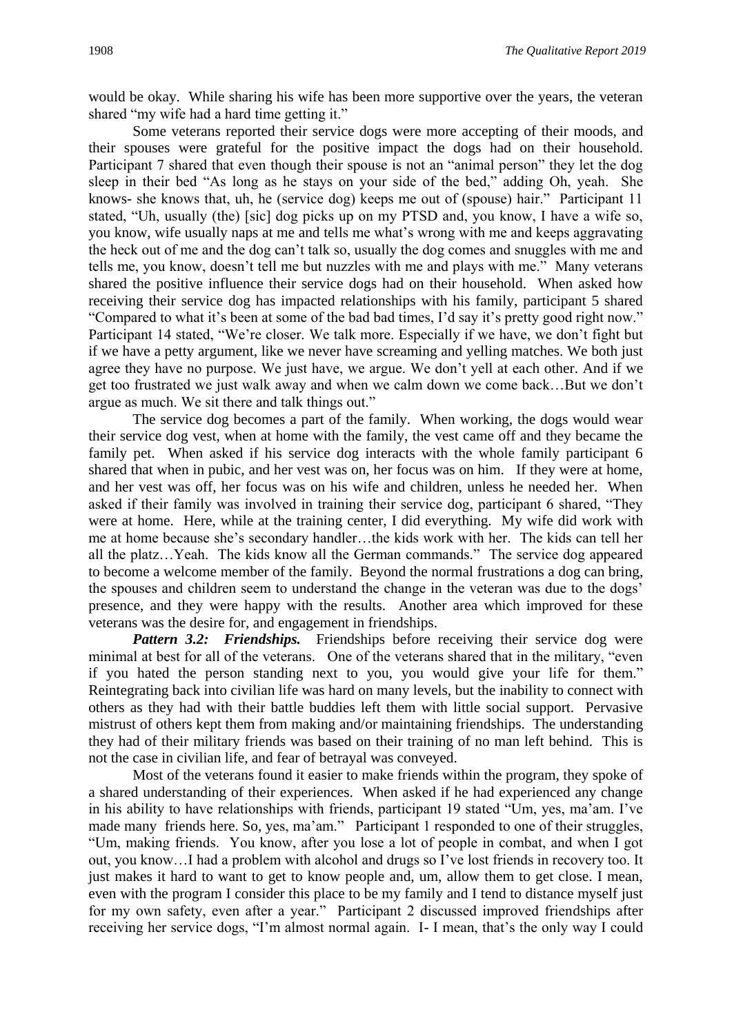would be okay. While sharing his wife has been more supportive over the years, the veteran shared "my wife had a hard time getting it."

Some veterans reported their service dogs were more accepting of their moods, and their spouses were grateful for the positive impact the dogs had on their household. Participant 7 shared that even though their spouse is not an "animal person" they let the dog sleep in their bed "As long as he stays on your side of the bed," adding Oh, yeah. She knows- she knows that, uh, he (service dog) keeps me out of (spouse) hair." Participant 11 stated, "Uh, usually (the) [sic] dog picks up on my PTSD and, you know, I have a wife so, you know, wife usually naps at me and tells me what's wrong with me and keeps aggravating the heck out of me and the dog can't talk so, usually the dog comes and snuggles with me and tells me, you know, doesn't tell me but nuzzles with me and plays with me." Many veterans shared the positive influence their service dogs had on their household. When asked how receiving their service dog has impacted relationships with his family, participant 5 shared "Compared to what it's been at some of the bad bad times, I'd say it's pretty good right now." Participant 14 stated, "We're closer. We talk more. Especially if we have, we don't fight but if we have a petty argument, like we never have screaming and yelling matches. We both just agree they have no purpose. We just have, we argue. We don't yell at each other. And if we get too frustrated we just walk away and when we calm down we come back…But we don't argue as much. We sit there and talk things out."

The service dog becomes a part of the family. When working, the dogs would wear their service dog vest, when at home with the family, the vest came off and they became the family pet. When asked if his service dog interacts with the whole family participant 6 shared that when in pubic, and her vest was on, her focus was on him. If they were at home, and her vest was off, her focus was on his wife and children, unless he needed her. When asked if their family was involved in training their service dog, participant 6 shared, "They were at home. Here, while at the training center, I did everything. My wife did work with me at home because she's secondary handler…the kids work with her. The kids can tell her all the platz…Yeah. The kids know all the German commands." The service dog appeared to become a welcome member of the family. Beyond the normal frustrations a dog can bring, the spouses and children seem to understand the change in the veteran was due to the dogs' presence, and they were happy with the results. Another area which improved for these veterans was the desire for, and engagement in friendships.

***Pattern 3.2: Friendships.*** Friendships before receiving their service dog were minimal at best for all of the veterans. One of the veterans shared that in the military, "even if you hated the person standing next to you, you would give your life for them." Reintegrating back into civilian life was hard on many levels, but the inability to connect with others as they had with their battle buddies left them with little social support. Pervasive mistrust of others kept them from making and/or maintaining friendships. The understanding they had of their military friends was based on their training of no man left behind. This is not the case in civilian life, and fear of betrayal was conveyed.

Most of the veterans found it easier to make friends within the program, they spoke of a shared understanding of their experiences. When asked if he had experienced any change in his ability to have relationships with friends, participant 19 stated "Um, yes, ma'am. I've made many friends here. So, yes, ma'am." Participant 1 responded to one of their struggles, "Um, making friends. You know, after you lose a lot of people in combat, and when I got out, you know…I had a problem with alcohol and drugs so I've lost friends in recovery too. It just makes it hard to want to get to know people and, um, allow them to get close. I mean, even with the program I consider this place to be my family and I tend to distance myself just for my own safety, even after a year." Participant 2 discussed improved friendships after receiving her service dogs, "I'm almost normal again. I- I mean, that's the only way I could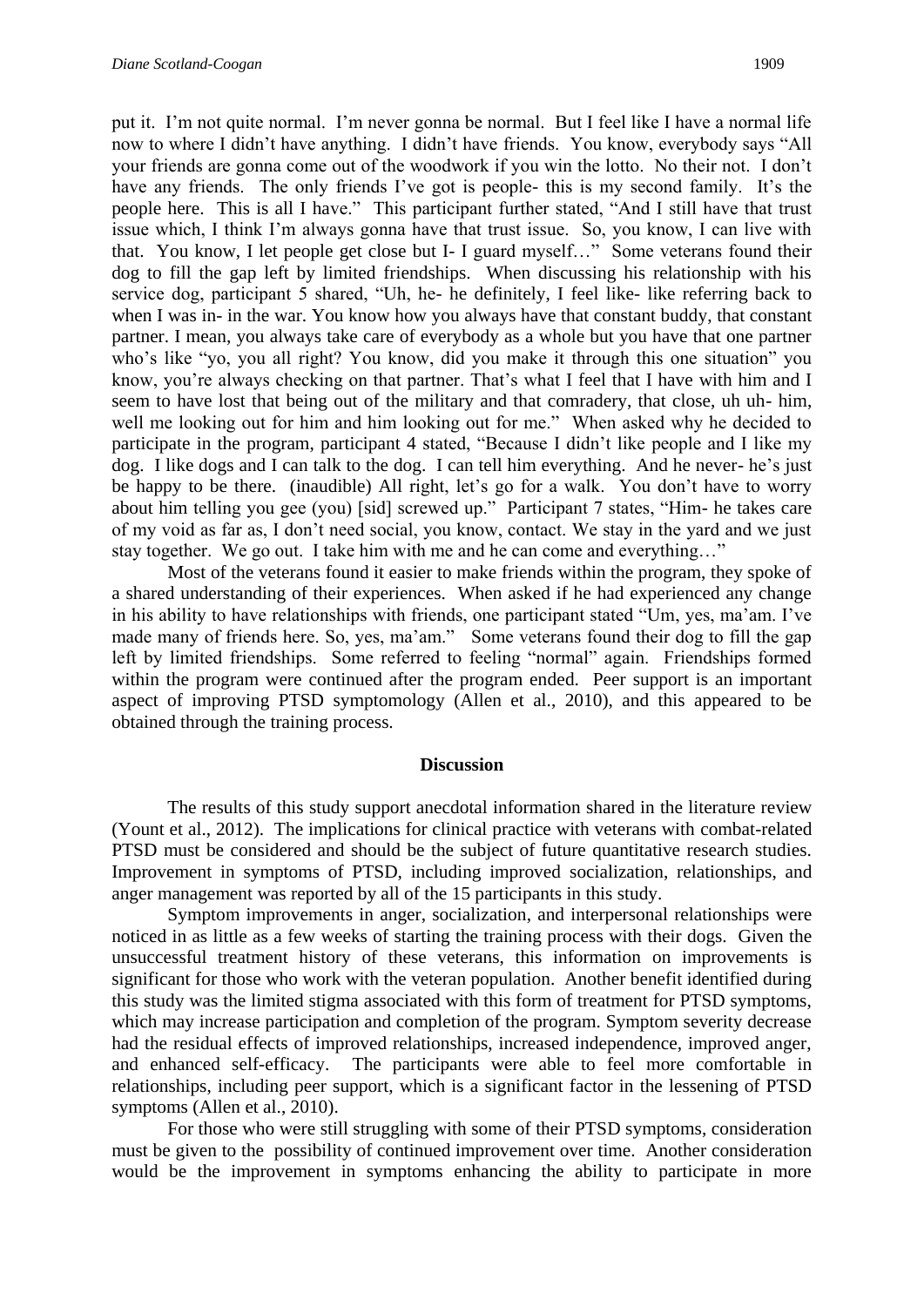put it. I'm not quite normal. I'm never gonna be normal. But I feel like I have a normal life now to where I didn't have anything. I didn't have friends. You know, everybody says "All your friends are gonna come out of the woodwork if you win the lotto. No their not. I don't have any friends. The only friends I've got is people- this is my second family. It's the people here. This is all I have." This participant further stated, "And I still have that trust issue which, I think I'm always gonna have that trust issue. So, you know, I can live with that. You know, I let people get close but I- I guard myself…" Some veterans found their dog to fill the gap left by limited friendships. When discussing his relationship with his service dog, participant 5 shared, "Uh, he- he definitely, I feel like- like referring back to when I was in- in the war. You know how you always have that constant buddy, that constant partner. I mean, you always take care of everybody as a whole but you have that one partner who's like "yo, you all right? You know, did you make it through this one situation" you know, you're always checking on that partner. That's what I feel that I have with him and I seem to have lost that being out of the military and that comradery, that close, uh uh- him, well me looking out for him and him looking out for me." When asked why he decided to participate in the program, participant 4 stated, "Because I didn't like people and I like my dog. I like dogs and I can talk to the dog. I can tell him everything. And he never- he's just be happy to be there. (inaudible) All right, let's go for a walk. You don't have to worry about him telling you gee (you) [sid] screwed up." Participant 7 states, "Him- he takes care of my void as far as, I don't need social, you know, contact. We stay in the yard and we just stay together. We go out. I take him with me and he can come and everything…"

Most of the veterans found it easier to make friends within the program, they spoke of a shared understanding of their experiences. When asked if he had experienced any change in his ability to have relationships with friends, one participant stated "Um, yes, ma'am. I've made many of friends here. So, yes, ma'am." Some veterans found their dog to fill the gap left by limited friendships. Some referred to feeling "normal" again. Friendships formed within the program were continued after the program ended. Peer support is an important aspect of improving PTSD symptomology (Allen et al., 2010), and this appeared to be obtained through the training process.

## Discussion

The results of this study support anecdotal information shared in the literature review (Yount et al., 2012). The implications for clinical practice with veterans with combat-related PTSD must be considered and should be the subject of future quantitative research studies. Improvement in symptoms of PTSD, including improved socialization, relationships, and anger management was reported by all of the 15 participants in this study.

Symptom improvements in anger, socialization, and interpersonal relationships were noticed in as little as a few weeks of starting the training process with their dogs. Given the unsuccessful treatment history of these veterans, this information on improvements is significant for those who work with the veteran population. Another benefit identified during this study was the limited stigma associated with this form of treatment for PTSD symptoms, which may increase participation and completion of the program. Symptom severity decrease had the residual effects of improved relationships, increased independence, improved anger, and enhanced self-efficacy. The participants were able to feel more comfortable in relationships, including peer support, which is a significant factor in the lessening of PTSD symptoms (Allen et al., 2010).

For those who were still struggling with some of their PTSD symptoms, consideration must be given to the possibility of continued improvement over time. Another consideration would be the improvement in symptoms enhancing the ability to participate in more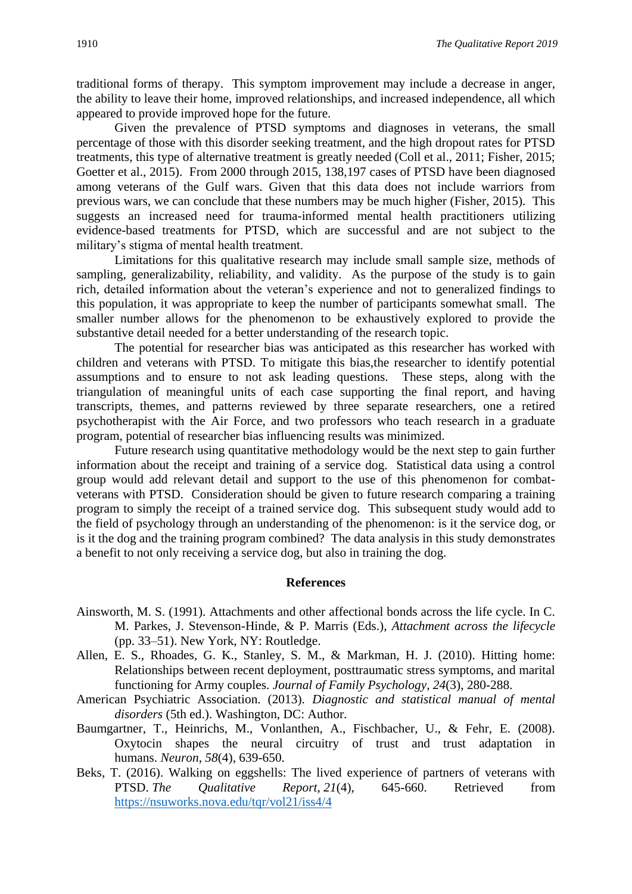traditional forms of therapy. This symptom improvement may include a decrease in anger, the ability to leave their home, improved relationships, and increased independence, all which appeared to provide improved hope for the future.

Given the prevalence of PTSD symptoms and diagnoses in veterans, the small percentage of those with this disorder seeking treatment, and the high dropout rates for PTSD treatments, this type of alternative treatment is greatly needed (Coll et al., 2011; Fisher, 2015; Goetter et al., 2015). From 2000 through 2015, 138,197 cases of PTSD have been diagnosed among veterans of the Gulf wars. Given that this data does not include warriors from previous wars, we can conclude that these numbers may be much higher (Fisher, 2015). This suggests an increased need for trauma-informed mental health practitioners utilizing evidence-based treatments for PTSD, which are successful and are not subject to the military's stigma of mental health treatment.

Limitations for this qualitative research may include small sample size, methods of sampling, generalizability, reliability, and validity. As the purpose of the study is to gain rich, detailed information about the veteran's experience and not to generalized findings to this population, it was appropriate to keep the number of participants somewhat small. The smaller number allows for the phenomenon to be exhaustively explored to provide the substantive detail needed for a better understanding of the research topic.

The potential for researcher bias was anticipated as this researcher has worked with children and veterans with PTSD. To mitigate this bias,the researcher to identify potential assumptions and to ensure to not ask leading questions. These steps, along with the triangulation of meaningful units of each case supporting the final report, and having transcripts, themes, and patterns reviewed by three separate researchers, one a retired psychotherapist with the Air Force, and two professors who teach research in a graduate program, potential of researcher bias influencing results was minimized.

Future research using quantitative methodology would be the next step to gain further information about the receipt and training of a service dog. Statistical data using a control group would add relevant detail and support to the use of this phenomenon for combat-veterans with PTSD. Consideration should be given to future research comparing a training program to simply the receipt of a trained service dog. This subsequent study would add to the field of psychology through an understanding of the phenomenon: is it the service dog, or is it the dog and the training program combined? The data analysis in this study demonstrates a benefit to not only receiving a service dog, but also in training the dog.

## References

Ainsworth, M. S. (1991). Attachments and other affectional bonds across the life cycle. In C. M. Parkes, J. Stevenson-Hinde, & P. Marris (Eds.), *Attachment across the lifecycle* (pp. 33–51). New York, NY: Routledge.

Allen, E. S., Rhoades, G. K., Stanley, S. M., & Markman, H. J. (2010). Hitting home: Relationships between recent deployment, posttraumatic stress symptoms, and marital functioning for Army couples. *Journal of Family Psychology*, *24*(3), 280-288.

American Psychiatric Association. (2013). *Diagnostic and statistical manual of mental disorders* (5th ed.). Washington, DC: Author.

Baumgartner, T., Heinrichs, M., Vonlanthen, A., Fischbacher, U., & Fehr, E. (2008). Oxytocin shapes the neural circuitry of trust and trust adaptation in humans. *Neuron*, *58*(4), 639-650.

Beks, T. (2016). Walking on eggshells: The lived experience of partners of veterans with PTSD. *The Qualitative Report*, *21*(4), 645-660. Retrieved from https://nsuworks.nova.edu/tqr/vol21/iss4/4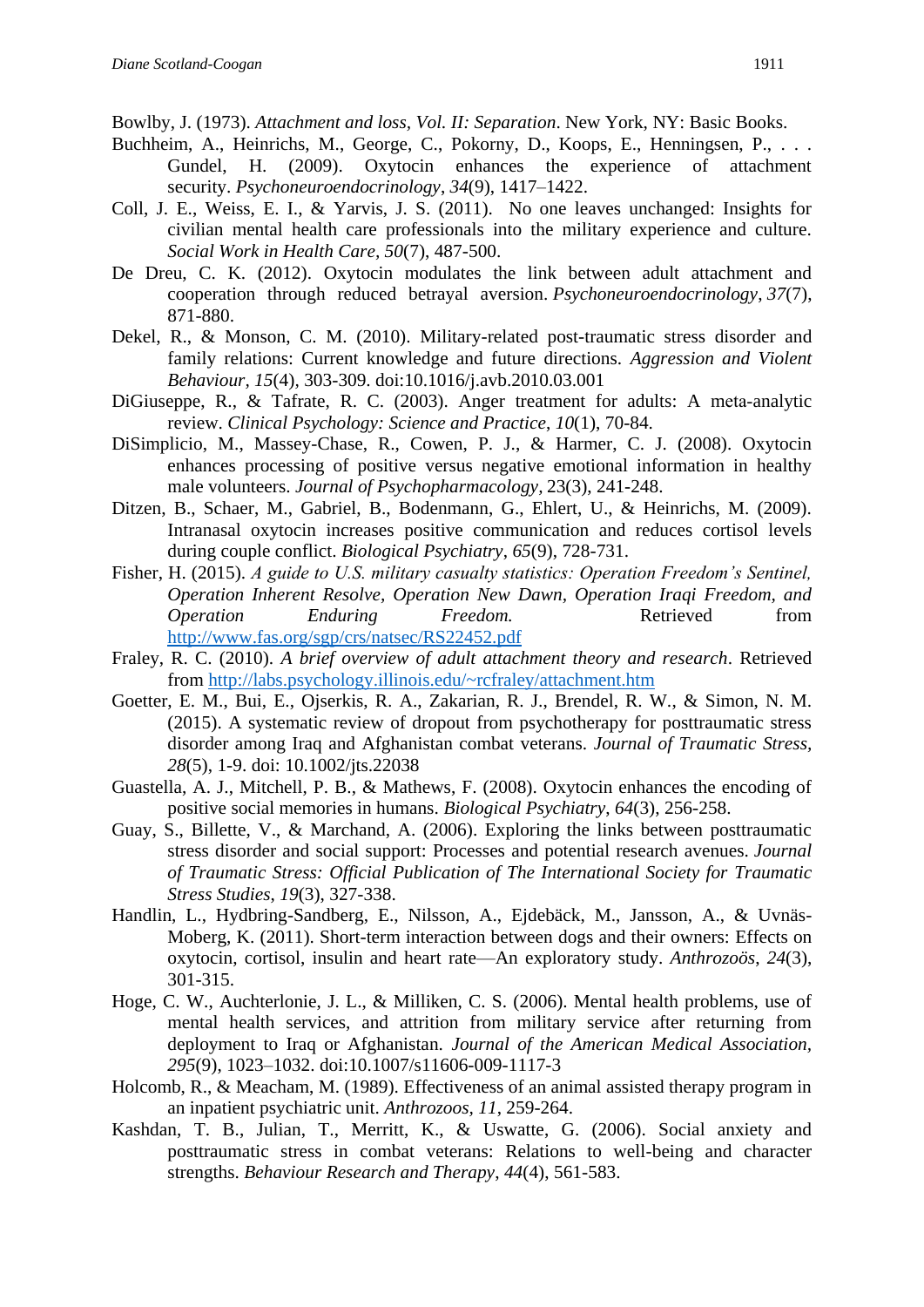Bowlby, J. (1973). *Attachment and loss, Vol. II: Separation*. New York, NY: Basic Books.

Buchheim, A., Heinrichs, M., George, C., Pokorny, D., Koops, E., Henningsen, P., . . . Gundel, H. (2009). Oxytocin enhances the experience of attachment security. *Psychoneuroendocrinology*, *34*(9), 1417–1422.

Coll, J. E., Weiss, E. I., & Yarvis, J. S. (2011). No one leaves unchanged: Insights for civilian mental health care professionals into the military experience and culture. *Social Work in Health Care, 50*(7), 487-500.

De Dreu, C. K. (2012). Oxytocin modulates the link between adult attachment and cooperation through reduced betrayal aversion. *Psychoneuroendocrinology, 37*(7), 871-880.

Dekel, R., & Monson, C. M. (2010). Military-related post-traumatic stress disorder and family relations: Current knowledge and future directions. *Aggression and Violent Behaviour*, *15*(4), 303-309. doi:10.1016/j.avb.2010.03.001

DiGiuseppe, R., & Tafrate, R. C. (2003). Anger treatment for adults: A meta-analytic review. *Clinical Psychology: Science and Practice*, *10*(1), 70-84.

DiSimplicio, M., Massey-Chase, R., Cowen, P. J., & Harmer, C. J. (2008). Oxytocin enhances processing of positive versus negative emotional information in healthy male volunteers. *Journal of Psychopharmacology,* 23(3), 241-248.

Ditzen, B., Schaer, M., Gabriel, B., Bodenmann, G., Ehlert, U., & Heinrichs, M. (2009). Intranasal oxytocin increases positive communication and reduces cortisol levels during couple conflict. *Biological Psychiatry*, *65*(9), 728-731.

Fisher, H. (2015). *A guide to U.S. military casualty statistics: Operation Freedom's Sentinel, Operation Inherent Resolve, Operation New Dawn, Operation Iraqi Freedom, and Operation Enduring Freedom.* Retrieved from http://www.fas.org/sgp/crs/natsec/RS22452.pdf

Fraley, R. C. (2010). *A brief overview of adult attachment theory and research*. Retrieved from http://labs.psychology.illinois.edu/~rcfraley/attachment.htm

Goetter, E. M., Bui, E., Ojserkis, R. A., Zakarian, R. J., Brendel, R. W., & Simon, N. M. (2015). A systematic review of dropout from psychotherapy for posttraumatic stress disorder among Iraq and Afghanistan combat veterans. *Journal of Traumatic Stress, 28*(5), 1-9. doi: 10.1002/jts.22038

Guastella, A. J., Mitchell, P. B., & Mathews, F. (2008). Oxytocin enhances the encoding of positive social memories in humans. *Biological Psychiatry*, *64*(3), 256-258.

Guay, S., Billette, V., & Marchand, A. (2006). Exploring the links between posttraumatic stress disorder and social support: Processes and potential research avenues. *Journal of Traumatic Stress: Official Publication of The International Society for Traumatic Stress Studies*, *19*(3), 327-338.

Handlin, L., Hydbring-Sandberg, E., Nilsson, A., Ejdebäck, M., Jansson, A., & Uvnäs-Moberg, K. (2011). Short-term interaction between dogs and their owners: Effects on oxytocin, cortisol, insulin and heart rate—An exploratory study. *Anthrozoös*, *24*(3), 301-315.

Hoge, C. W., Auchterlonie, J. L., & Milliken, C. S. (2006). Mental health problems, use of mental health services, and attrition from military service after returning from deployment to Iraq or Afghanistan. *Journal of the American Medical Association, 295*(9), 1023–1032. doi:10.1007/s11606-009-1117-3

Holcomb, R., & Meacham, M. (1989). Effectiveness of an animal assisted therapy program in an inpatient psychiatric unit. *Anthrozoos, 11*, 259-264.

Kashdan, T. B., Julian, T., Merritt, K., & Uswatte, G. (2006). Social anxiety and posttraumatic stress in combat veterans: Relations to well-being and character strengths. *Behaviour Research and Therapy*, *44*(4), 561-583.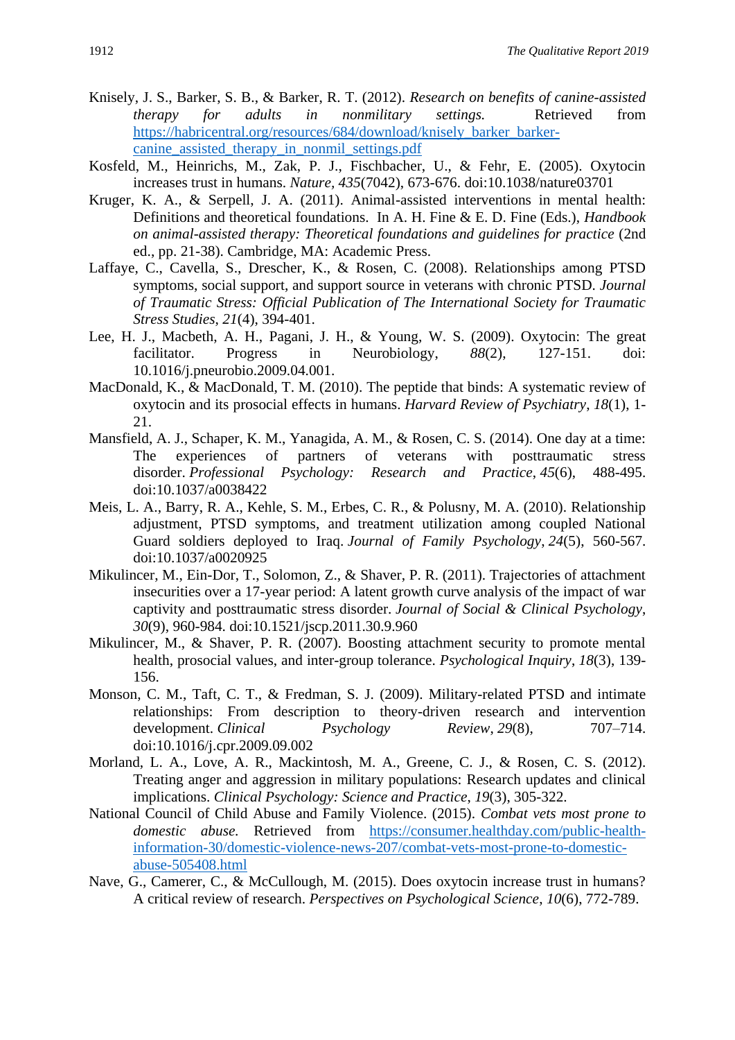Knisely, J. S., Barker, S. B., & Barker, R. T. (2012). *Research on benefits of canine-assisted therapy for adults in nonmilitary settings.* Retrieved from https://habricentral.org/resources/684/download/knisely_barker_barker-canine_assisted_therapy_in_nonmil_settings.pdf

Kosfeld, M., Heinrichs, M., Zak, P. J., Fischbacher, U., & Fehr, E. (2005). Oxytocin increases trust in humans. *Nature, 435*(7042), 673-676. doi:10.1038/nature03701

Kruger, K. A., & Serpell, J. A. (2011). Animal-assisted interventions in mental health: Definitions and theoretical foundations. In A. H. Fine & E. D. Fine (Eds.), *Handbook on animal-assisted therapy: Theoretical foundations and guidelines for practice* (2nd ed., pp. 21-38). Cambridge, MA: Academic Press.

Laffaye, C., Cavella, S., Drescher, K., & Rosen, C. (2008). Relationships among PTSD symptoms, social support, and support source in veterans with chronic PTSD. *Journal of Traumatic Stress: Official Publication of The International Society for Traumatic Stress Studies*, *21*(4), 394-401.

Lee, H. J., Macbeth, A. H., Pagani, J. H., & Young, W. S. (2009). Oxytocin: The great facilitator. Progress in Neurobiology, *88*(2), 127-151. doi: 10.1016/j.pneurobio.2009.04.001.

MacDonald, K., & MacDonald, T. M. (2010). The peptide that binds: A systematic review of oxytocin and its prosocial effects in humans. *Harvard Review of Psychiatry*, *18*(1), 1-21.

Mansfield, A. J., Schaper, K. M., Yanagida, A. M., & Rosen, C. S. (2014). One day at a time: The experiences of partners of veterans with posttraumatic stress disorder. *Professional Psychology: Research and Practice*, *45*(6), 488-495. doi:10.1037/a0038422

Meis, L. A., Barry, R. A., Kehle, S. M., Erbes, C. R., & Polusny, M. A. (2010). Relationship adjustment, PTSD symptoms, and treatment utilization among coupled National Guard soldiers deployed to Iraq. *Journal of Family Psychology*, *24*(5), 560-567. doi:10.1037/a0020925

Mikulincer, M., Ein-Dor, T., Solomon, Z., & Shaver, P. R. (2011). Trajectories of attachment insecurities over a 17-year period: A latent growth curve analysis of the impact of war captivity and posttraumatic stress disorder. *Journal of Social & Clinical Psychology*, *30*(9), 960-984. doi:10.1521/jscp.2011.30.9.960

Mikulincer, M., & Shaver, P. R. (2007). Boosting attachment security to promote mental health, prosocial values, and inter-group tolerance. *Psychological Inquiry*, *18*(3), 139-156.

Monson, C. M., Taft, C. T., & Fredman, S. J. (2009). Military-related PTSD and intimate relationships: From description to theory-driven research and intervention development. *Clinical Psychology Review*, *29*(8), 707–714. doi:10.1016/j.cpr.2009.09.002

Morland, L. A., Love, A. R., Mackintosh, M. A., Greene, C. J., & Rosen, C. S. (2012). Treating anger and aggression in military populations: Research updates and clinical implications. *Clinical Psychology: Science and Practice*, *19*(3), 305-322.

National Council of Child Abuse and Family Violence. (2015). *Combat vets most prone to domestic abuse.* Retrieved from https://consumer.healthday.com/public-health-information-30/domestic-violence-news-207/combat-vets-most-prone-to-domestic-abuse-505408.html

Nave, G., Camerer, C., & McCullough, M. (2015). Does oxytocin increase trust in humans? A critical review of research. *Perspectives on Psychological Science*, *10*(6), 772-789.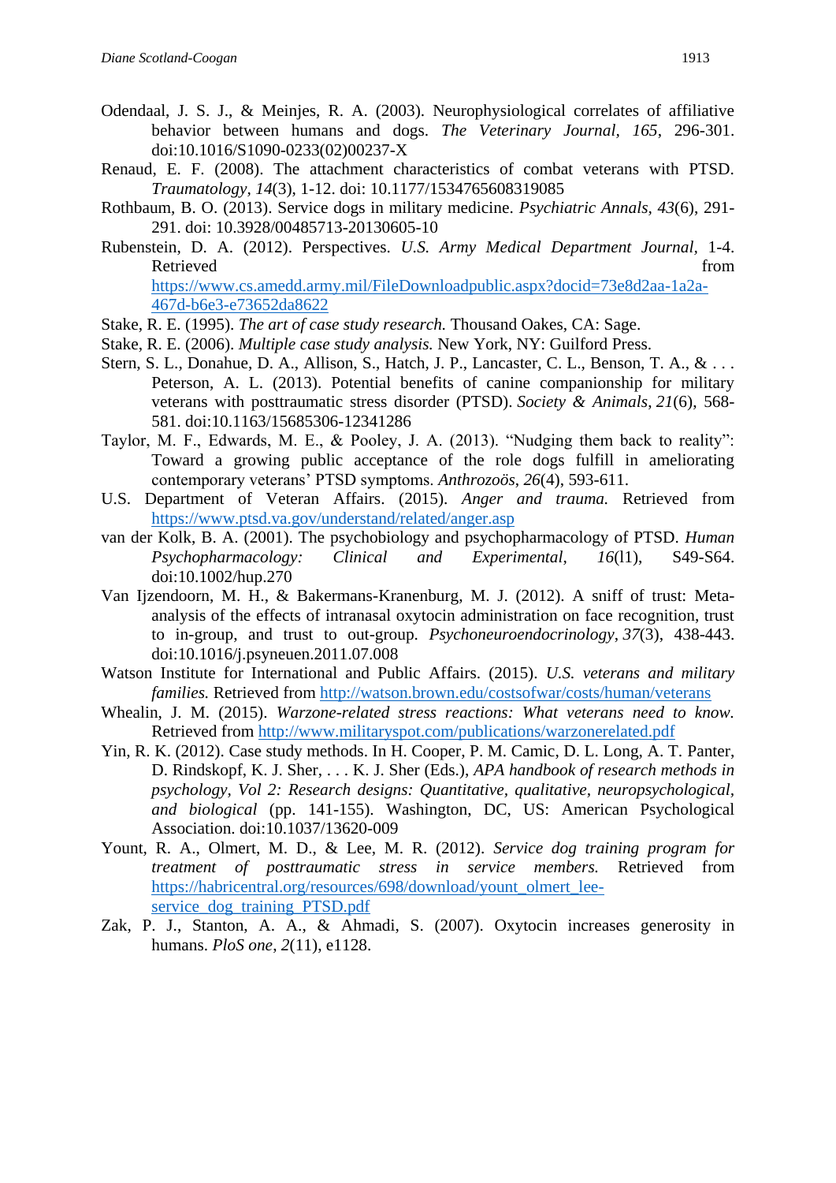Odendaal, J. S. J., & Meinjes, R. A. (2003). Neurophysiological correlates of affiliative behavior between humans and dogs. *The Veterinary Journal*, *165*, 296-301. doi:10.1016/S1090-0233(02)00237-X

Renaud, E. F. (2008). The attachment characteristics of combat veterans with PTSD. *Traumatology, 14*(3), 1-12. doi: 10.1177/1534765608319085

Rothbaum, B. O. (2013). Service dogs in military medicine. *Psychiatric Annals, 43*(6), 291-291. doi: 10.3928/00485713-20130605-10

Rubenstein, D. A. (2012). Perspectives. *U.S. Army Medical Department Journal*, 1-4. Retrieved from https://www.cs.amedd.army.mil/FileDownloadpublic.aspx?docid=73e8d2aa-1a2a-467d-b6e3-e73652da8622

Stake, R. E. (1995). *The art of case study research.* Thousand Oakes, CA: Sage.

Stake, R. E. (2006). *Multiple case study analysis.* New York, NY: Guilford Press.

Stern, S. L., Donahue, D. A., Allison, S., Hatch, J. P., Lancaster, C. L., Benson, T. A., & . . . Peterson, A. L. (2013). Potential benefits of canine companionship for military veterans with posttraumatic stress disorder (PTSD). *Society & Animals*, *21*(6), 568-581. doi:10.1163/15685306-12341286

Taylor, M. F., Edwards, M. E., & Pooley, J. A. (2013). "Nudging them back to reality": Toward a growing public acceptance of the role dogs fulfill in ameliorating contemporary veterans' PTSD symptoms. *Anthrozoös*, *26*(4), 593-611.

U.S. Department of Veteran Affairs. (2015). *Anger and trauma.* Retrieved from https://www.ptsd.va.gov/understand/related/anger.asp

van der Kolk, B. A. (2001). The psychobiology and psychopharmacology of PTSD. *Human Psychopharmacology: Clinical and Experimental*, *16*(l1), S49-S64. doi:10.1002/hup.270

Van Ijzendoorn, M. H., & Bakermans-Kranenburg, M. J. (2012). A sniff of trust: Meta-analysis of the effects of intranasal oxytocin administration on face recognition, trust to in-group, and trust to out-group. *Psychoneuroendocrinology*, *37*(3), 438-443. doi:10.1016/j.psyneuen.2011.07.008

Watson Institute for International and Public Affairs. (2015). *U.S. veterans and military families.* Retrieved from http://watson.brown.edu/costsofwar/costs/human/veterans

Whealin, J. M. (2015). *Warzone-related stress reactions: What veterans need to know.* Retrieved from http://www.militaryspot.com/publications/warzonerelated.pdf

Yin, R. K. (2012). Case study methods. In H. Cooper, P. M. Camic, D. L. Long, A. T. Panter, D. Rindskopf, K. J. Sher, . . . K. J. Sher (Eds.), *APA handbook of research methods in psychology, Vol 2: Research designs: Quantitative, qualitative, neuropsychological, and biological* (pp. 141-155). Washington, DC, US: American Psychological Association. doi:10.1037/13620-009

Yount, R. A., Olmert, M. D., & Lee, M. R. (2012). *Service dog training program for treatment of posttraumatic stress in service members.* Retrieved from https://habricentral.org/resources/698/download/yount_olmert_lee-service_dog_training_PTSD.pdf

Zak, P. J., Stanton, A. A., & Ahmadi, S. (2007). Oxytocin increases generosity in humans. *PloS one*, *2*(11), e1128.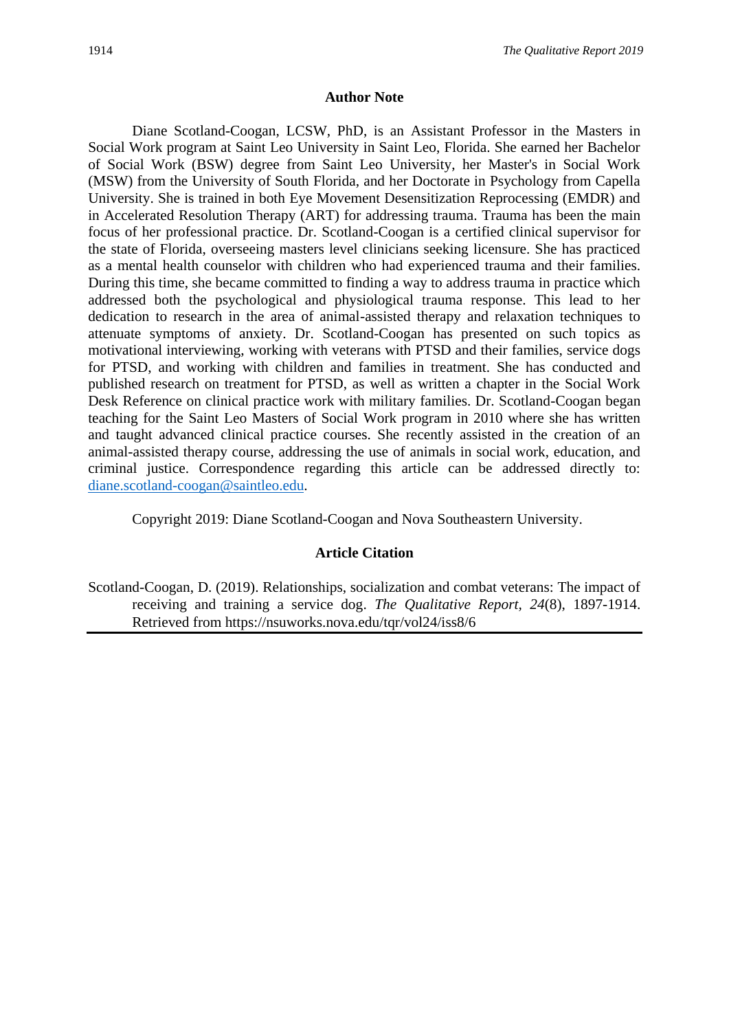## Author Note

Diane Scotland-Coogan, LCSW, PhD, is an Assistant Professor in the Masters in Social Work program at Saint Leo University in Saint Leo, Florida. She earned her Bachelor of Social Work (BSW) degree from Saint Leo University, her Master's in Social Work (MSW) from the University of South Florida, and her Doctorate in Psychology from Capella University. She is trained in both Eye Movement Desensitization Reprocessing (EMDR) and in Accelerated Resolution Therapy (ART) for addressing trauma. Trauma has been the main focus of her professional practice. Dr. Scotland-Coogan is a certified clinical supervisor for the state of Florida, overseeing masters level clinicians seeking licensure. She has practiced as a mental health counselor with children who had experienced trauma and their families. During this time, she became committed to finding a way to address trauma in practice which addressed both the psychological and physiological trauma response. This lead to her dedication to research in the area of animal-assisted therapy and relaxation techniques to attenuate symptoms of anxiety. Dr. Scotland-Coogan has presented on such topics as motivational interviewing, working with veterans with PTSD and their families, service dogs for PTSD, and working with children and families in treatment. She has conducted and published research on treatment for PTSD, as well as written a chapter in the Social Work Desk Reference on clinical practice work with military families. Dr. Scotland-Coogan began teaching for the Saint Leo Masters of Social Work program in 2010 where she has written and taught advanced clinical practice courses. She recently assisted in the creation of an animal-assisted therapy course, addressing the use of animals in social work, education, and criminal justice. Correspondence regarding this article can be addressed directly to: diane.scotland-coogan@saintleo.edu.

Copyright 2019: Diane Scotland-Coogan and Nova Southeastern University.

## Article Citation

Scotland-Coogan, D. (2019). Relationships, socialization and combat veterans: The impact of receiving and training a service dog. *The Qualitative Report*, *24*(8), 1897-1914. Retrieved from https://nsuworks.nova.edu/tqr/vol24/iss8/6